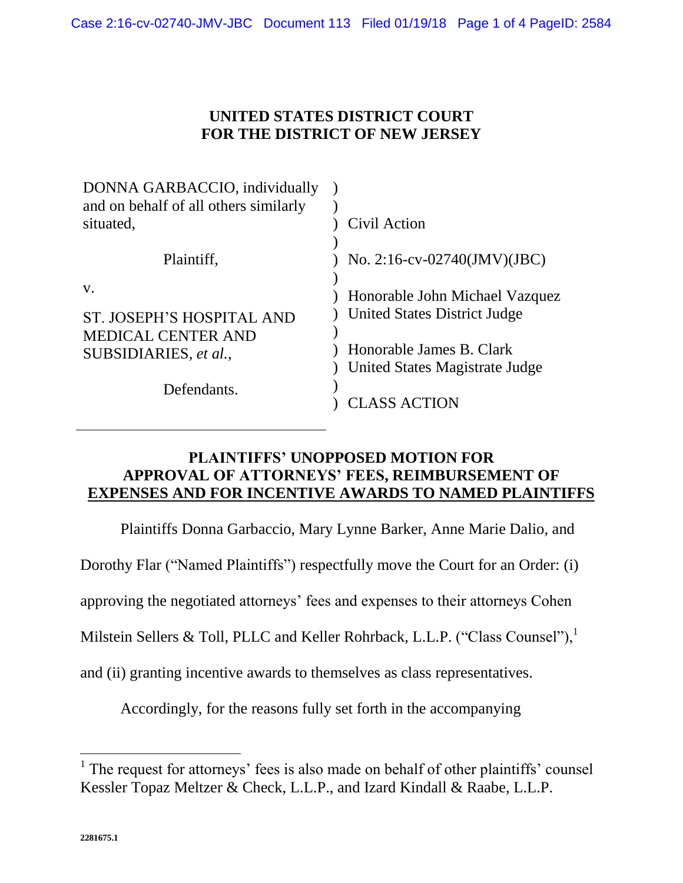**UNITED STATES DISTRICT COURT**
**FOR THE DISTRICT OF NEW JERSEY**

| | | |
|---|---|---|
| DONNA GARBACCIO, individually and on behalf of all others similarly situated, | ) | Civil Action |
| Plaintiff, | ) | No. 2:16-cv-02740(JMV)(JBC) |
| v. | ) | Honorable John Michael Vazquez United States District Judge |
| ST. JOSEPH'S HOSPITAL AND MEDICAL CENTER AND SUBSIDIARIES, *et al.*, | ) | Honorable James B. Clark United States Magistrate Judge |
| Defendants. | ) | CLASS ACTION |

## PLAINTIFFS' UNOPPOSED MOTION FOR APPROVAL OF ATTORNEYS' FEES, REIMBURSEMENT OF EXPENSES AND FOR INCENTIVE AWARDS TO NAMED PLAINTIFFS

Plaintiffs Donna Garbaccio, Mary Lynne Barker, Anne Marie Dalio, and Dorothy Flar ("Named Plaintiffs") respectfully move the Court for an Order: (i) approving the negotiated attorneys' fees and expenses to their attorneys Cohen Milstein Sellers & Toll, PLLC and Keller Rohrback, L.L.P. ("Class Counsel"),[1] and (ii) granting incentive awards to themselves as class representatives.

Accordingly, for the reasons fully set forth in the accompanying

[1] The request for attorneys' fees is also made on behalf of other plaintiffs' counsel Kessler Topaz Meltzer & Check, L.L.P., and Izard Kindall & Raabe, L.L.P.

2281675.1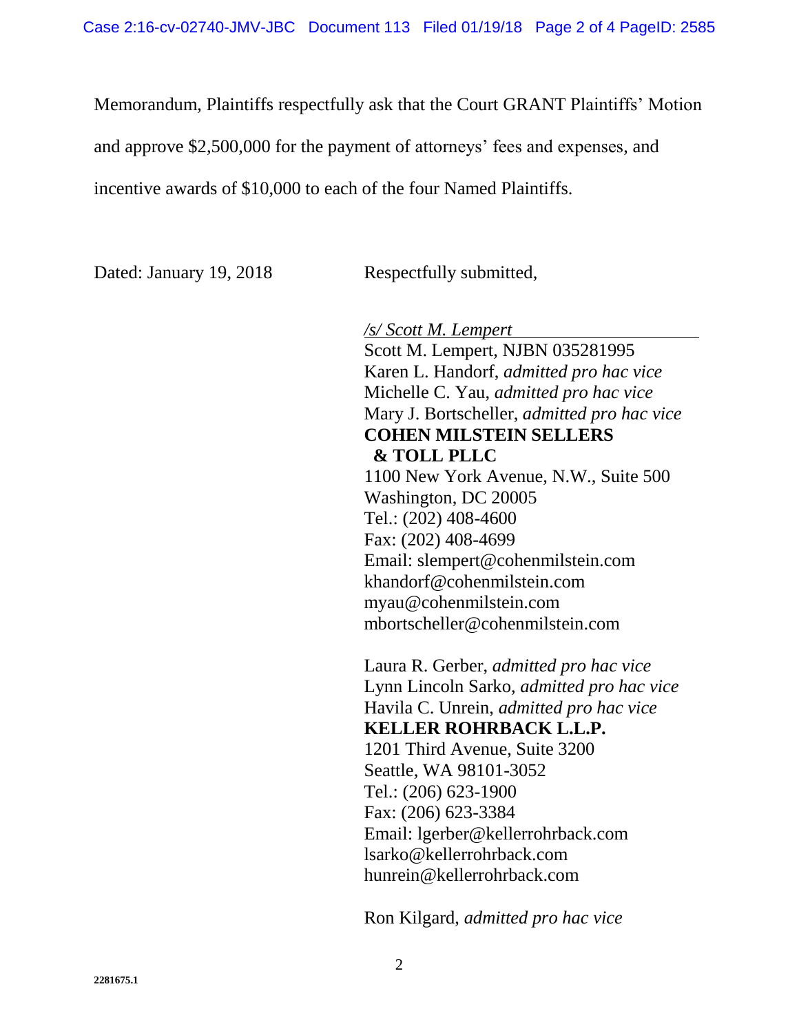Memorandum, Plaintiffs respectfully ask that the Court GRANT Plaintiffs' Motion and approve $2,500,000 for the payment of attorneys' fees and expenses, and incentive awards of $10,000 to each of the four Named Plaintiffs.

Dated: January 19, 2018

Respectfully submitted,

*/s/ Scott M. Lempert*
Scott M. Lempert, NJBN 035281995
Karen L. Handorf, *admitted pro hac vice*
Michelle C. Yau, *admitted pro hac vice*
Mary J. Bortscheller, *admitted pro hac vice*
**COHEN MILSTEIN SELLERS & TOLL PLLC**
1100 New York Avenue, N.W., Suite 500
Washington, DC 20005
Tel.: (202) 408-4600
Fax: (202) 408-4699
Email: slempert@cohenmilstein.com
khandorf@cohenmilstein.com
myau@cohenmilstein.com
mbortscheller@cohenmilstein.com

Laura R. Gerber, *admitted pro hac vice*
Lynn Lincoln Sarko, *admitted pro hac vice*
Havila C. Unrein, *admitted pro hac vice*
**KELLER ROHRBACK L.L.P.**
1201 Third Avenue, Suite 3200
Seattle, WA 98101-3052
Tel.: (206) 623-1900
Fax: (206) 623-3384
Email: lgerber@kellerrohrback.com
lsarko@kellerrohrback.com
hunrein@kellerrohrback.com

Ron Kilgard, *admitted pro hac vice*

2281675.1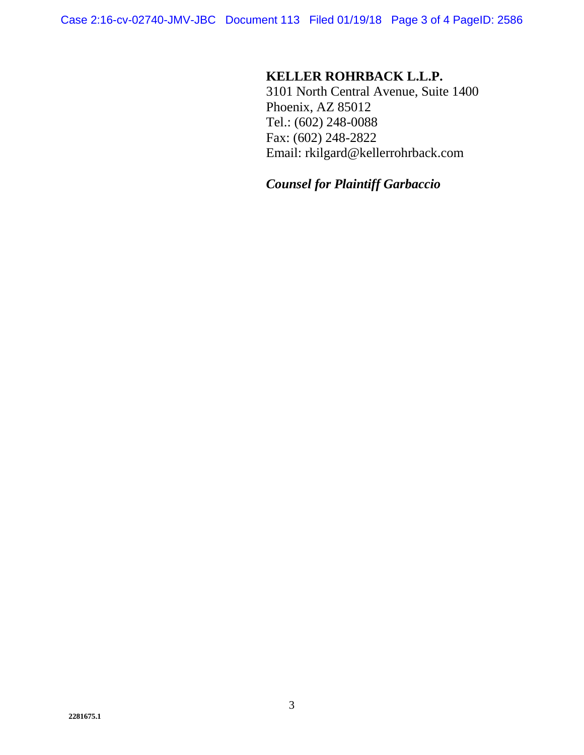**KELLER ROHRBACK L.L.P.**
3101 North Central Avenue, Suite 1400
Phoenix, AZ 85012
Tel.: (602) 248-0088
Fax: (602) 248-2822
Email: rkilgard@kellerrohrback.com

***Counsel for Plaintiff Garbaccio***

**2281675.1**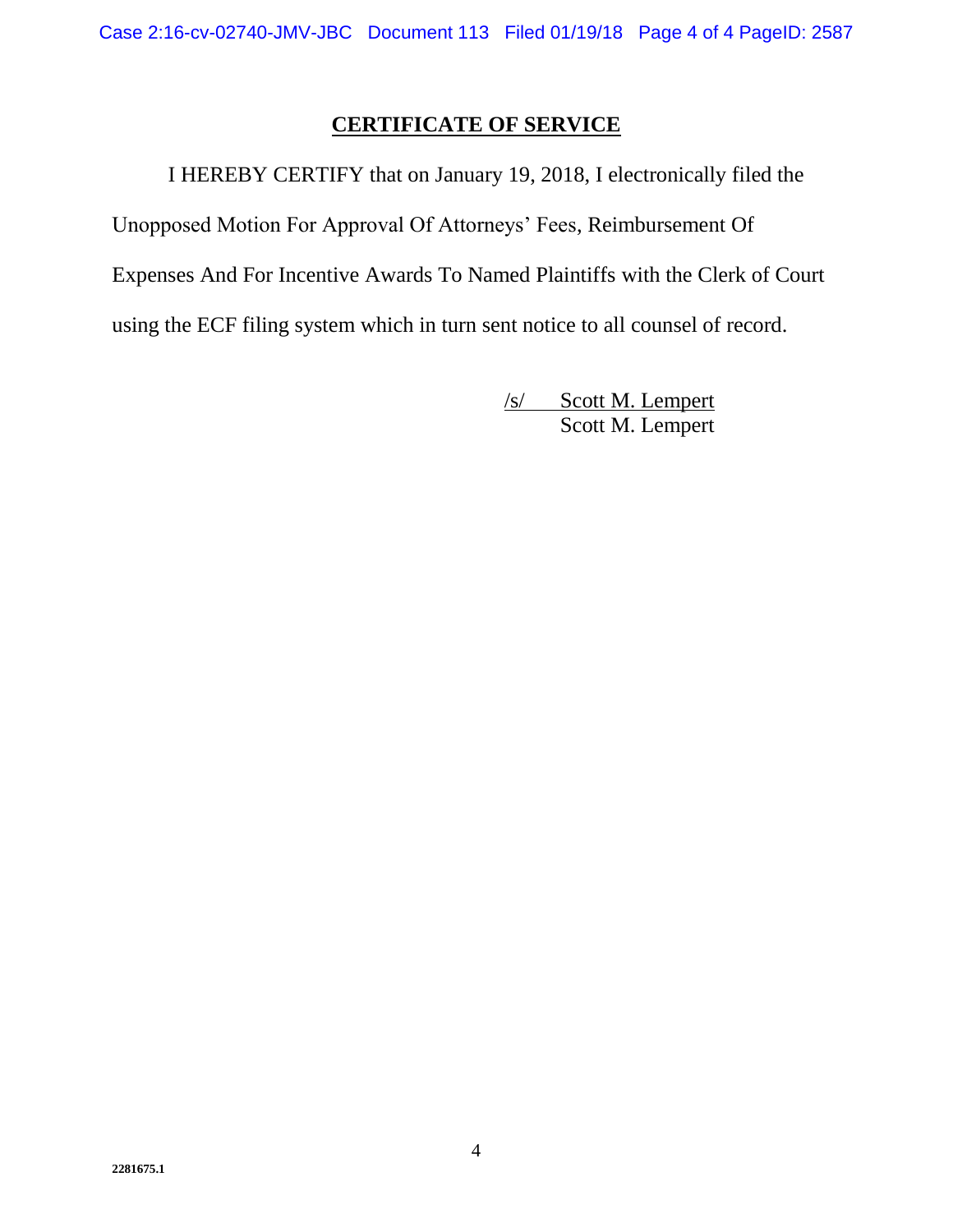## CERTIFICATE OF SERVICE

I HEREBY CERTIFY that on January 19, 2018, I electronically filed the Unopposed Motion For Approval Of Attorneys' Fees, Reimbursement Of Expenses And For Incentive Awards To Named Plaintiffs with the Clerk of Court using the ECF filing system which in turn sent notice to all counsel of record.

/s/ Scott M. Lempert
Scott M. Lempert

2281675.1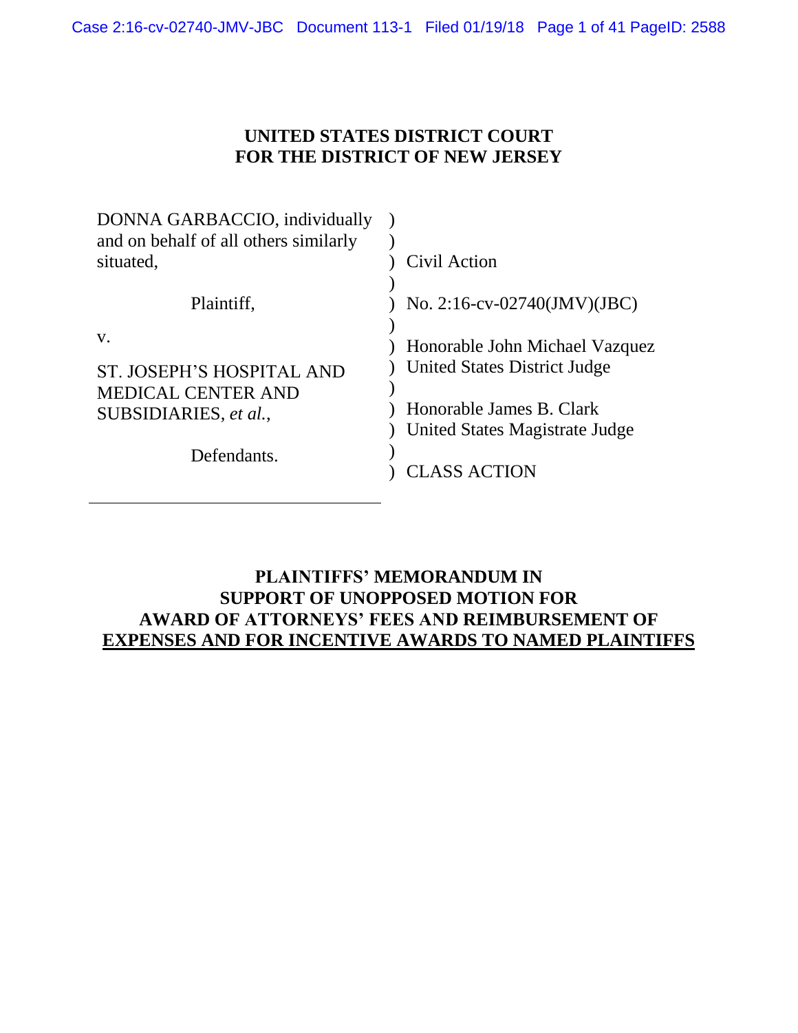# UNITED STATES DISTRICT COURT
# FOR THE DISTRICT OF NEW JERSEY

| | | |
|---|---|---|
| DONNA GARBACCIO, individually and on behalf of all others similarly situated, | ) | Civil Action |
| Plaintiff, | ) | No. 2:16-cv-02740(JMV)(JBC) |
| v. | ) | Honorable John Michael Vazquez<br>United States District Judge |
| ST. JOSEPH'S HOSPITAL AND MEDICAL CENTER AND SUBSIDIARIES, *et al.*, | ) | Honorable James B. Clark<br>United States Magistrate Judge |
| Defendants. | ) | CLASS ACTION |

## PLAINTIFFS' MEMORANDUM IN SUPPORT OF UNOPPOSED MOTION FOR AWARD OF ATTORNEYS' FEES AND REIMBURSEMENT OF EXPENSES AND FOR INCENTIVE AWARDS TO NAMED PLAINTIFFS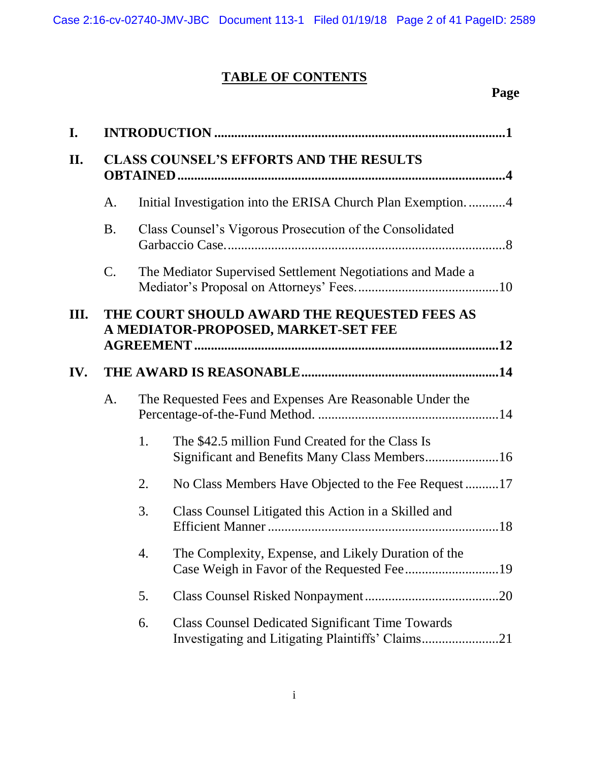# TABLE OF CONTENTS

| | | | Page |
|---|---|---|---|
| **I.** | **INTRODUCTION** | | **1** |
| **II.** | **CLASS COUNSEL'S EFFORTS AND THE RESULTS OBTAINED** | | **4** |
| | A. | Initial Investigation into the ERISA Church Plan Exemption. | 4 |
| | B. | Class Counsel's Vigorous Prosecution of the Consolidated Garbaccio Case. | 8 |
| | C. | The Mediator Supervised Settlement Negotiations and Made a Mediator's Proposal on Attorneys' Fees. | 10 |
| **III.** | **THE COURT SHOULD AWARD THE REQUESTED FEES AS A MEDIATOR-PROPOSED, MARKET-SET FEE AGREEMENT** | | **12** |
| **IV.** | **THE AWARD IS REASONABLE** | | **14** |
| | A. | The Requested Fees and Expenses Are Reasonable Under the Percentage-of-the-Fund Method. | 14 |
| | | 1. The $42.5 million Fund Created for the Class Is Significant and Benefits Many Class Members | 16 |
| | | 2. No Class Members Have Objected to the Fee Request | 17 |
| | | 3. Class Counsel Litigated this Action in a Skilled and Efficient Manner | 18 |
| | | 4. The Complexity, Expense, and Likely Duration of the Case Weigh in Favor of the Requested Fee | 19 |
| | | 5. Class Counsel Risked Nonpayment | 20 |
| | | 6. Class Counsel Dedicated Significant Time Towards Investigating and Litigating Plaintiffs' Claims | 21 |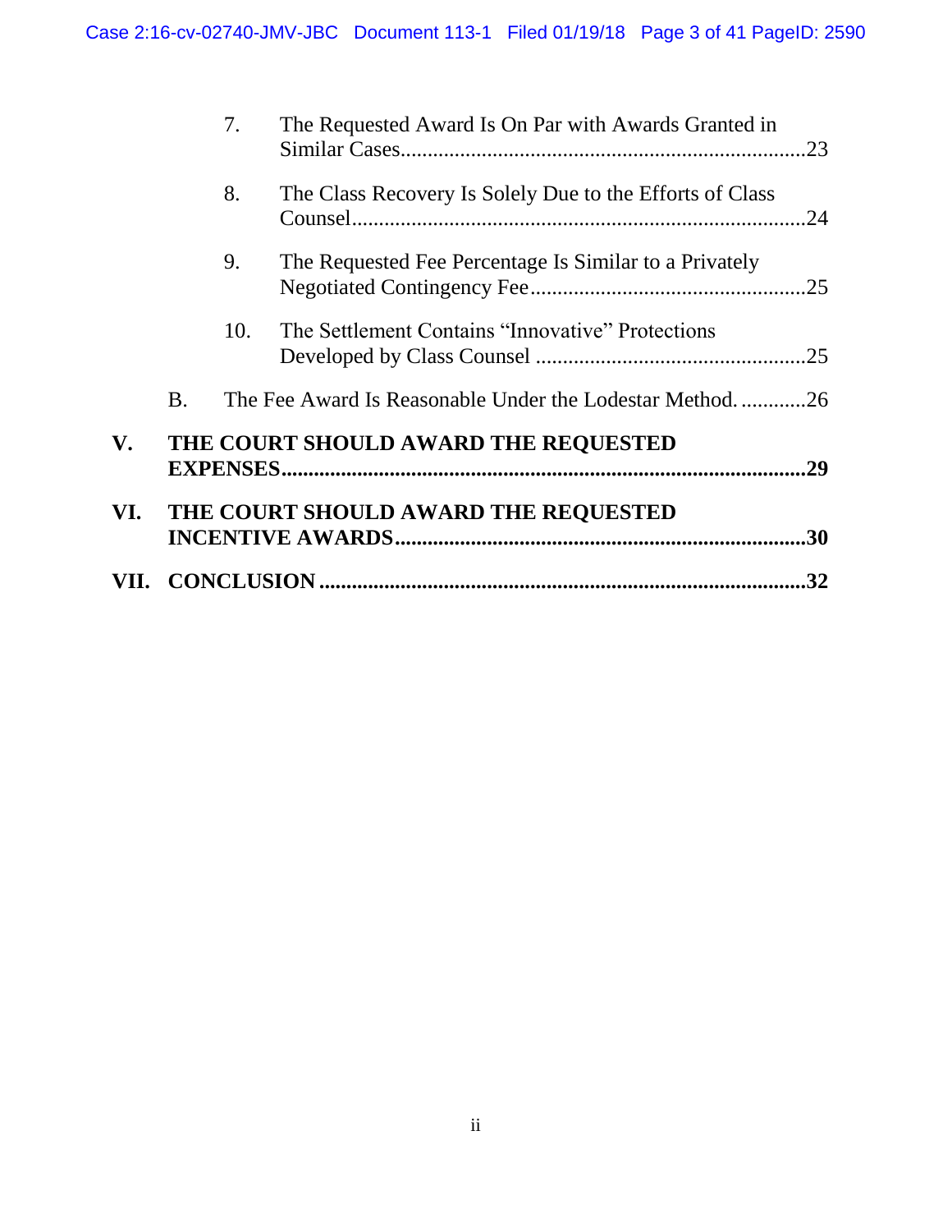7. The Requested Award Is On Par with Awards Granted in Similar Cases ....................................................................23

8. The Class Recovery Is Solely Due to the Efforts of Class Counsel ....................................................................24

9. The Requested Fee Percentage Is Similar to a Privately Negotiated Contingency Fee ....................................................25

10. The Settlement Contains "Innovative" Protections Developed by Class Counsel ....................................................25

B. The Fee Award Is Reasonable Under the Lodestar Method. ............26

**V. THE COURT SHOULD AWARD THE REQUESTED EXPENSES ....................................................................................29**

**VI. THE COURT SHOULD AWARD THE REQUESTED INCENTIVE AWARDS ....................................................................30**

**VII. CONCLUSION ....................................................................................32**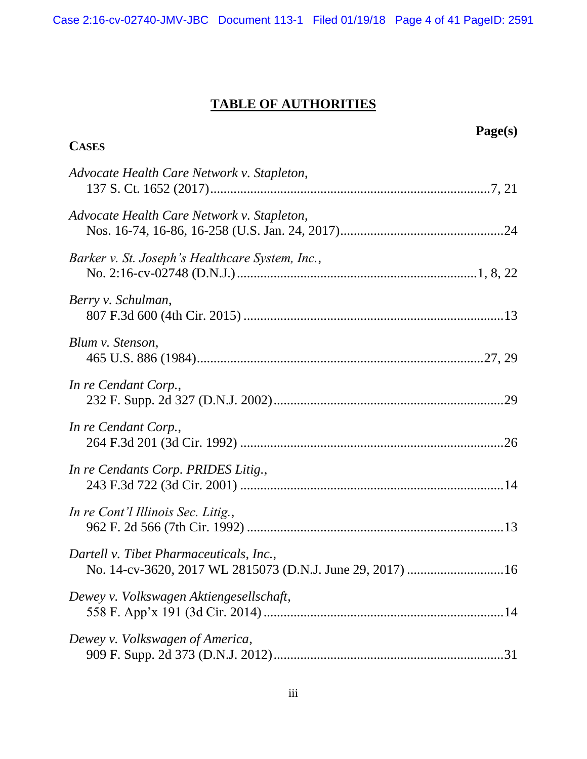# TABLE OF AUTHORITIES

**Page(s)**

**CASES**

*Advocate Health Care Network v. Stapleton*,
137 S. Ct. 1652 (2017)....................................................................................7, 21

*Advocate Health Care Network v. Stapleton*,
Nos. 16-74, 16-86, 16-258 (U.S. Jan. 24, 2017).................................................24

*Barker v. St. Joseph's Healthcare System, Inc.*,
No. 2:16-cv-02748 (D.N.J.).......................................................................1, 8, 22

*Berry v. Schulman*,
807 F.3d 600 (4th Cir. 2015) .............................................................................13

*Blum v. Stenson*,
465 U.S. 886 (1984).....................................................................................27, 29

*In re Cendant Corp.*,
232 F. Supp. 2d 327 (D.N.J. 2002)....................................................................29

*In re Cendant Corp.*,
264 F.3d 201 (3d Cir. 1992) ..............................................................................26

*In re Cendants Corp. PRIDES Litig.*,
243 F.3d 722 (3d Cir. 2001) ..............................................................................14

*In re Cont'l Illinois Sec. Litig.*,
962 F. 2d 566 (7th Cir. 1992) ............................................................................13

*Dartell v. Tibet Pharmaceuticals, Inc.*,
No. 14-cv-3620, 2017 WL 2815073 (D.N.J. June 29, 2017) .............................16

*Dewey v. Volkswagen Aktiengesellschaft*,
558 F. App'x 191 (3d Cir. 2014) .......................................................................14

*Dewey v. Volkswagen of America*,
909 F. Supp. 2d 373 (D.N.J. 2012)....................................................................31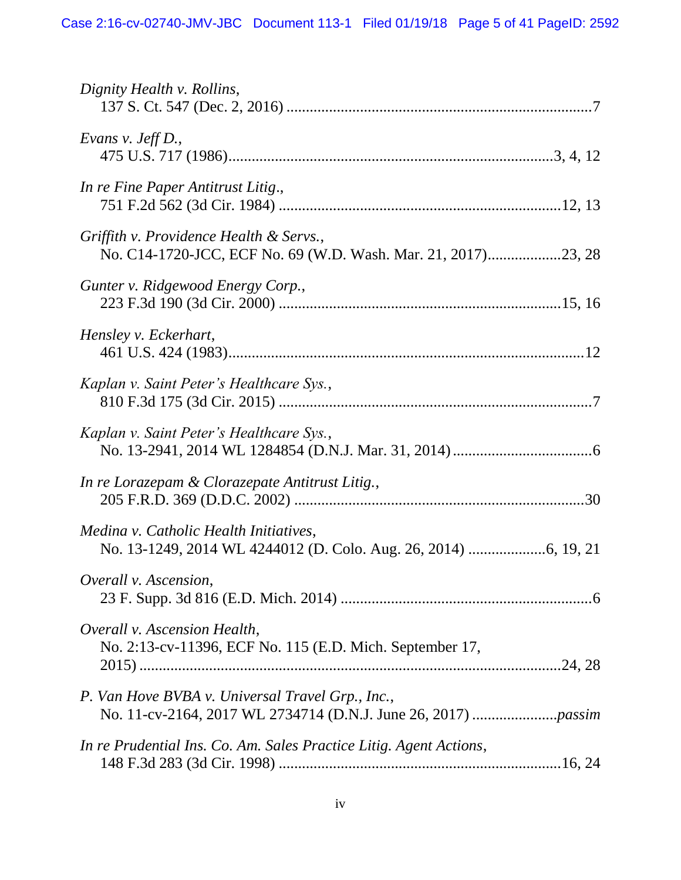*Dignity Health v. Rollins*,
137 S. Ct. 547 (Dec. 2, 2016) ....................................................................................7

*Evans v. Jeff D.*,
475 U.S. 717 (1986)....................................................................................3, 4, 12

*In re Fine Paper Antitrust Litig*.,
751 F.2d 562 (3d Cir. 1984) ..........................................................................12, 13

*Griffith v. Providence Health & Servs.*,
No. C14-1720-JCC, ECF No. 69 (W.D. Wash. Mar. 21, 2017)..................23, 28

*Gunter v. Ridgewood Energy Corp.*,
223 F.3d 190 (3d Cir. 2000) ..........................................................................15, 16

*Hensley v. Eckerhart*,
461 U.S. 424 (1983)............................................................................................12

*Kaplan v. Saint Peter's Healthcare Sys.*,
810 F.3d 175 (3d Cir. 2015) ..................................................................................7

*Kaplan v. Saint Peter's Healthcare Sys.*,
No. 13-2941, 2014 WL 1284854 (D.N.J. Mar. 31, 2014) ...................................6

*In re Lorazepam & Clorazepate Antitrust Litig.*,
205 F.R.D. 369 (D.D.C. 2002) ..........................................................................30

*Medina v. Catholic Health Initiatives*,
No. 13-1249, 2014 WL 4244012 (D. Colo. Aug. 26, 2014) ...................6, 19, 21

*Overall v. Ascension*,
23 F. Supp. 3d 816 (E.D. Mich. 2014) ..................................................................6

*Overall v. Ascension Health*,
No. 2:13-cv-11396, ECF No. 115 (E.D. Mich. September 17, 2015) ..........................................................................................................24, 28

*P. Van Hove BVBA v. Universal Travel Grp., Inc.*,
No. 11-cv-2164, 2017 WL 2734714 (D.N.J. June 26, 2017) ......................*passim*

*In re Prudential Ins. Co. Am. Sales Practice Litig. Agent Actions*,
148 F.3d 283 (3d Cir. 1998) ..........................................................................16, 24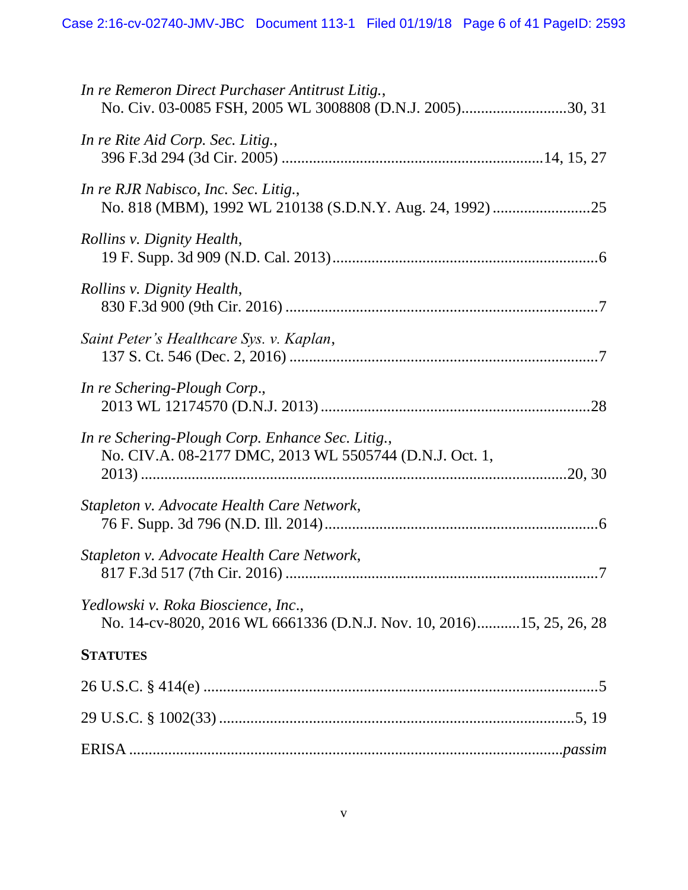*In re Remeron Direct Purchaser Antitrust Litig.*,
No. Civ. 03-0085 FSH, 2005 WL 3008808 (D.N.J. 2005)..........................30, 31

*In re Rite Aid Corp. Sec. Litig.*,
396 F.3d 294 (3d Cir. 2005) .................................................................14, 15, 27

*In re RJR Nabisco, Inc. Sec. Litig.*,
No. 818 (MBM), 1992 WL 210138 (S.D.N.Y. Aug. 24, 1992) .........................25

*Rollins v. Dignity Health*,
19 F. Supp. 3d 909 (N.D. Cal. 2013)...................................................................6

*Rollins v. Dignity Health*,
830 F.3d 900 (9th Cir. 2016) ...............................................................................7

*Saint Peter's Healthcare Sys. v. Kaplan*,
137 S. Ct. 546 (Dec. 2, 2016) .............................................................................7

*In re Schering-Plough Corp.*,
2013 WL 12174570 (D.N.J. 2013) ....................................................................28

*In re Schering-Plough Corp. Enhance Sec. Litig.*,
No. CIV.A. 08-2177 DMC, 2013 WL 5505744 (D.N.J. Oct. 1, 2013) ..........................................................................................................20, 30

*Stapleton v. Advocate Health Care Network*,
76 F. Supp. 3d 796 (N.D. Ill. 2014)....................................................................6

*Stapleton v. Advocate Health Care Network*,
817 F.3d 517 (7th Cir. 2016) ...............................................................................7

*Yedlowski v. Roka Bioscience, Inc.*,
No. 14-cv-8020, 2016 WL 6661336 (D.N.J. Nov. 10, 2016)...........15, 25, 26, 28

**STATUTES**

26 U.S.C. § 414(e) ....................................................................................................5

29 U.S.C. § 1002(33) ..........................................................................................5, 19

ERISA ..............................................................................................................*passim*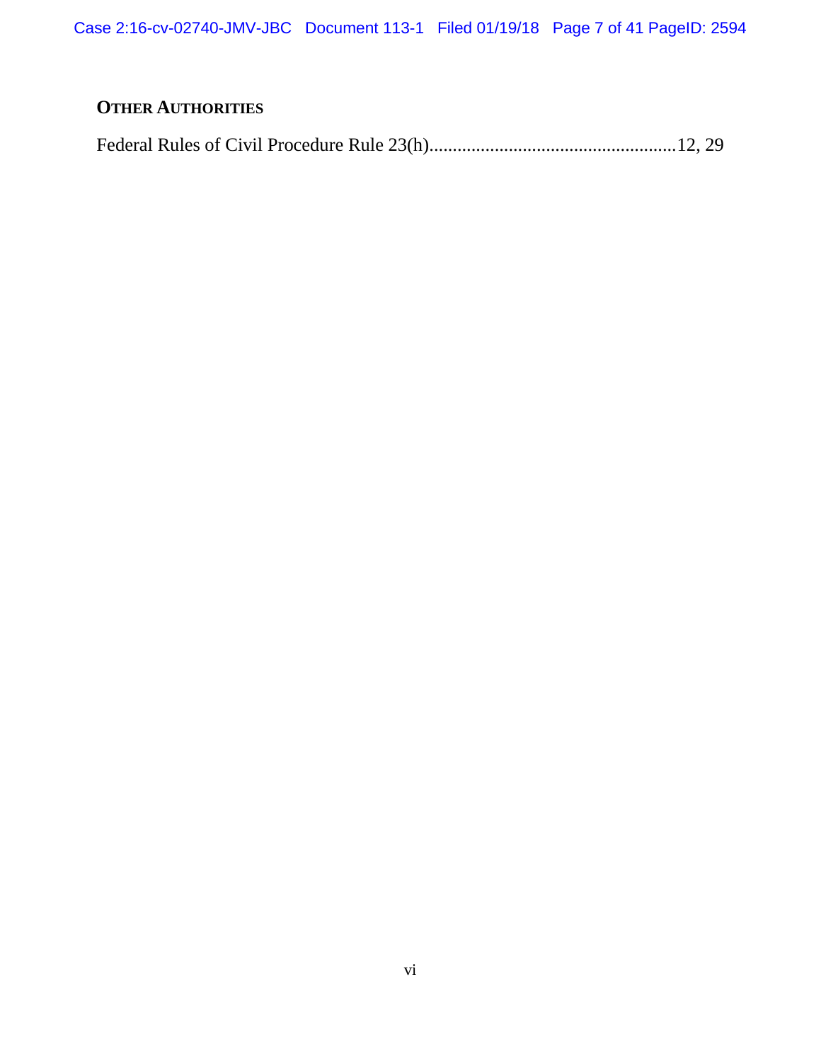**OTHER AUTHORITIES**

Federal Rules of Civil Procedure Rule 23(h).....................................................12, 29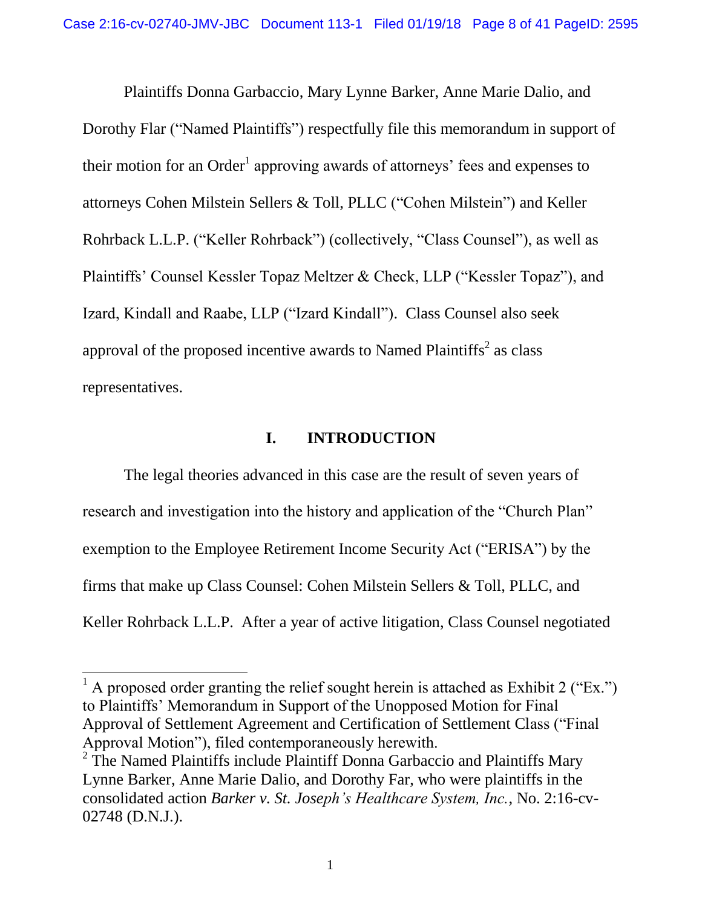Plaintiffs Donna Garbaccio, Mary Lynne Barker, Anne Marie Dalio, and Dorothy Flar ("Named Plaintiffs") respectfully file this memorandum in support of their motion for an Order[1] approving awards of attorneys' fees and expenses to attorneys Cohen Milstein Sellers & Toll, PLLC ("Cohen Milstein") and Keller Rohrback L.L.P. ("Keller Rohrback") (collectively, "Class Counsel"), as well as Plaintiffs' Counsel Kessler Topaz Meltzer & Check, LLP ("Kessler Topaz"), and Izard, Kindall and Raabe, LLP ("Izard Kindall"). Class Counsel also seek approval of the proposed incentive awards to Named Plaintiffs[2] as class representatives.

## I. INTRODUCTION

The legal theories advanced in this case are the result of seven years of research and investigation into the history and application of the "Church Plan" exemption to the Employee Retirement Income Security Act ("ERISA") by the firms that make up Class Counsel: Cohen Milstein Sellers & Toll, PLLC, and Keller Rohrback L.L.P. After a year of active litigation, Class Counsel negotiated

---

[1] A proposed order granting the relief sought herein is attached as Exhibit 2 ("Ex.") to Plaintiffs' Memorandum in Support of the Unopposed Motion for Final Approval of Settlement Agreement and Certification of Settlement Class ("Final Approval Motion"), filed contemporaneously herewith.

[2] The Named Plaintiffs include Plaintiff Donna Garbaccio and Plaintiffs Mary Lynne Barker, Anne Marie Dalio, and Dorothy Far, who were plaintiffs in the consolidated action *Barker v. St. Joseph's Healthcare System, Inc.*, No. 2:16-cv-02748 (D.N.J.).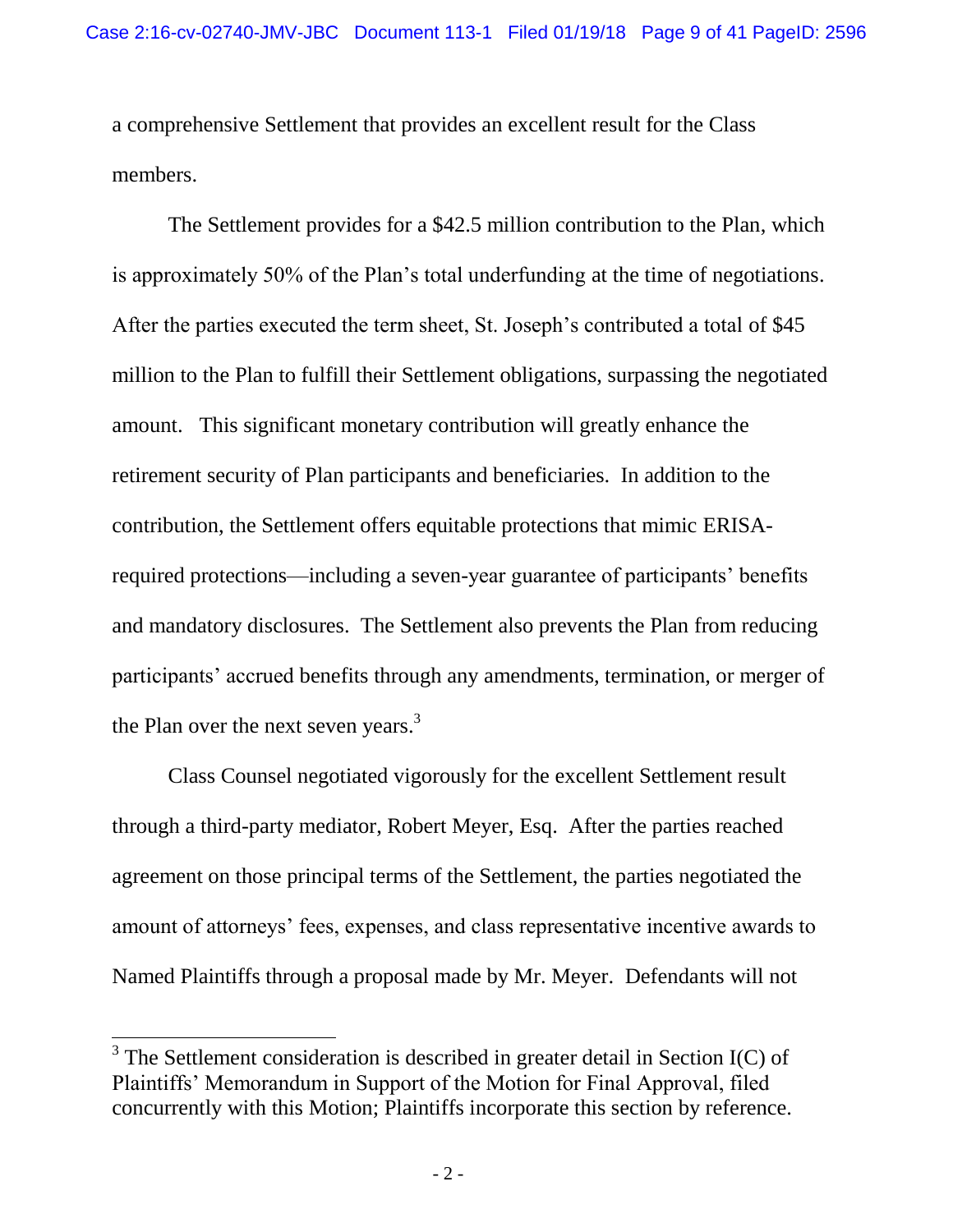a comprehensive Settlement that provides an excellent result for the Class members.

The Settlement provides for a $42.5 million contribution to the Plan, which is approximately 50% of the Plan's total underfunding at the time of negotiations. After the parties executed the term sheet, St. Joseph's contributed a total of $45 million to the Plan to fulfill their Settlement obligations, surpassing the negotiated amount. This significant monetary contribution will greatly enhance the retirement security of Plan participants and beneficiaries. In addition to the contribution, the Settlement offers equitable protections that mimic ERISA-required protections—including a seven-year guarantee of participants' benefits and mandatory disclosures. The Settlement also prevents the Plan from reducing participants' accrued benefits through any amendments, termination, or merger of the Plan over the next seven years.[3]

Class Counsel negotiated vigorously for the excellent Settlement result through a third-party mediator, Robert Meyer, Esq. After the parties reached agreement on those principal terms of the Settlement, the parties negotiated the amount of attorneys' fees, expenses, and class representative incentive awards to Named Plaintiffs through a proposal made by Mr. Meyer. Defendants will not

[3] The Settlement consideration is described in greater detail in Section I(C) of Plaintiffs' Memorandum in Support of the Motion for Final Approval, filed concurrently with this Motion; Plaintiffs incorporate this section by reference.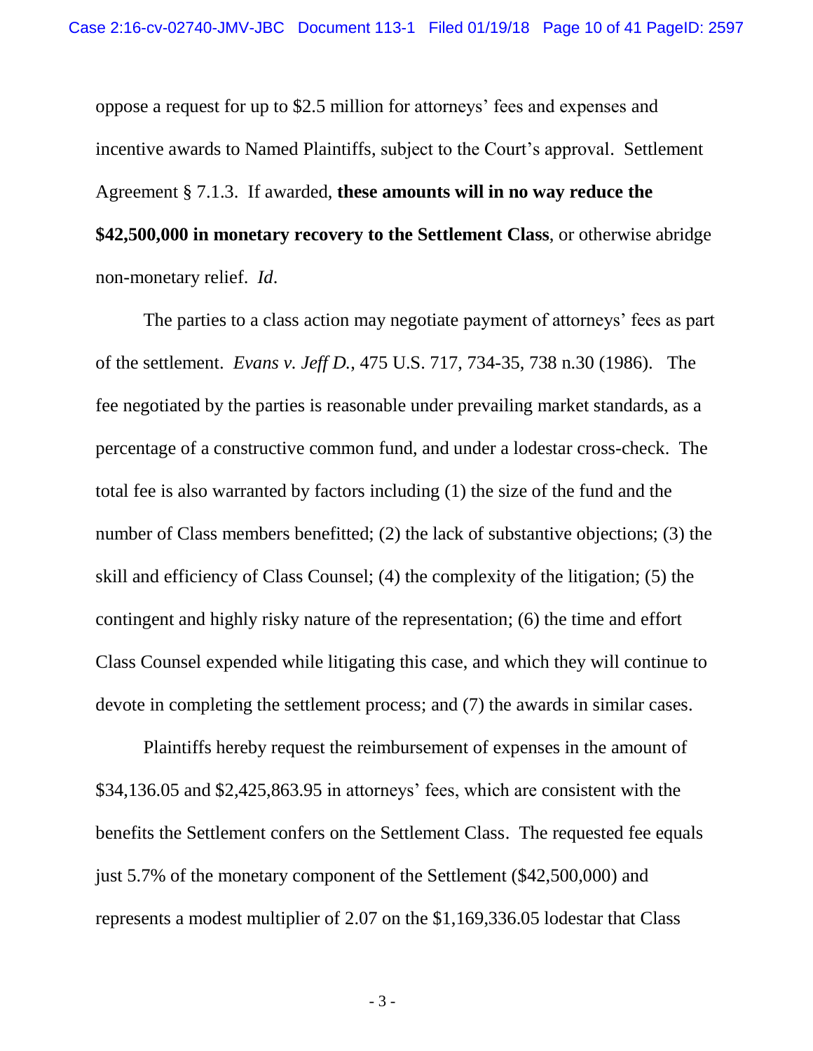oppose a request for up to $2.5 million for attorneys' fees and expenses and incentive awards to Named Plaintiffs, subject to the Court's approval. Settlement Agreement § 7.1.3. If awarded, **these amounts will in no way reduce the $42,500,000 in monetary recovery to the Settlement Class**, or otherwise abridge non-monetary relief. *Id*.

The parties to a class action may negotiate payment of attorneys' fees as part of the settlement. *Evans v. Jeff D.*, 475 U.S. 717, 734-35, 738 n.30 (1986). The fee negotiated by the parties is reasonable under prevailing market standards, as a percentage of a constructive common fund, and under a lodestar cross-check. The total fee is also warranted by factors including (1) the size of the fund and the number of Class members benefitted; (2) the lack of substantive objections; (3) the skill and efficiency of Class Counsel; (4) the complexity of the litigation; (5) the contingent and highly risky nature of the representation; (6) the time and effort Class Counsel expended while litigating this case, and which they will continue to devote in completing the settlement process; and (7) the awards in similar cases.

Plaintiffs hereby request the reimbursement of expenses in the amount of $34,136.05 and $2,425,863.95 in attorneys' fees, which are consistent with the benefits the Settlement confers on the Settlement Class. The requested fee equals just 5.7% of the monetary component of the Settlement ($42,500,000) and represents a modest multiplier of 2.07 on the $1,169,336.05 lodestar that Class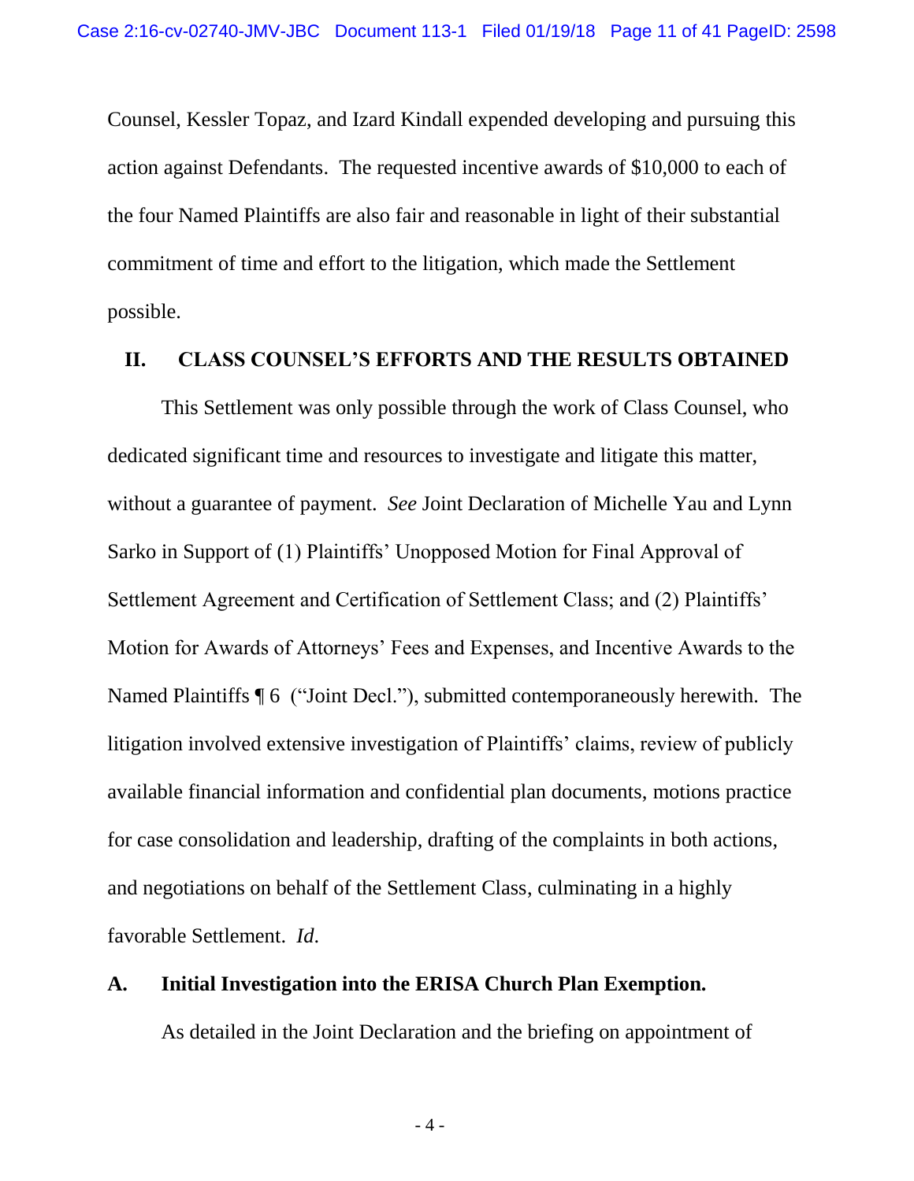Counsel, Kessler Topaz, and Izard Kindall expended developing and pursuing this action against Defendants. The requested incentive awards of $10,000 to each of the four Named Plaintiffs are also fair and reasonable in light of their substantial commitment of time and effort to the litigation, which made the Settlement possible.

## II. CLASS COUNSEL'S EFFORTS AND THE RESULTS OBTAINED

This Settlement was only possible through the work of Class Counsel, who dedicated significant time and resources to investigate and litigate this matter, without a guarantee of payment. *See* Joint Declaration of Michelle Yau and Lynn Sarko in Support of (1) Plaintiffs' Unopposed Motion for Final Approval of Settlement Agreement and Certification of Settlement Class; and (2) Plaintiffs' Motion for Awards of Attorneys' Fees and Expenses, and Incentive Awards to the Named Plaintiffs ¶ 6 ("Joint Decl."), submitted contemporaneously herewith. The litigation involved extensive investigation of Plaintiffs' claims, review of publicly available financial information and confidential plan documents, motions practice for case consolidation and leadership, drafting of the complaints in both actions, and negotiations on behalf of the Settlement Class, culminating in a highly favorable Settlement. *Id.*

### A. Initial Investigation into the ERISA Church Plan Exemption.

As detailed in the Joint Declaration and the briefing on appointment of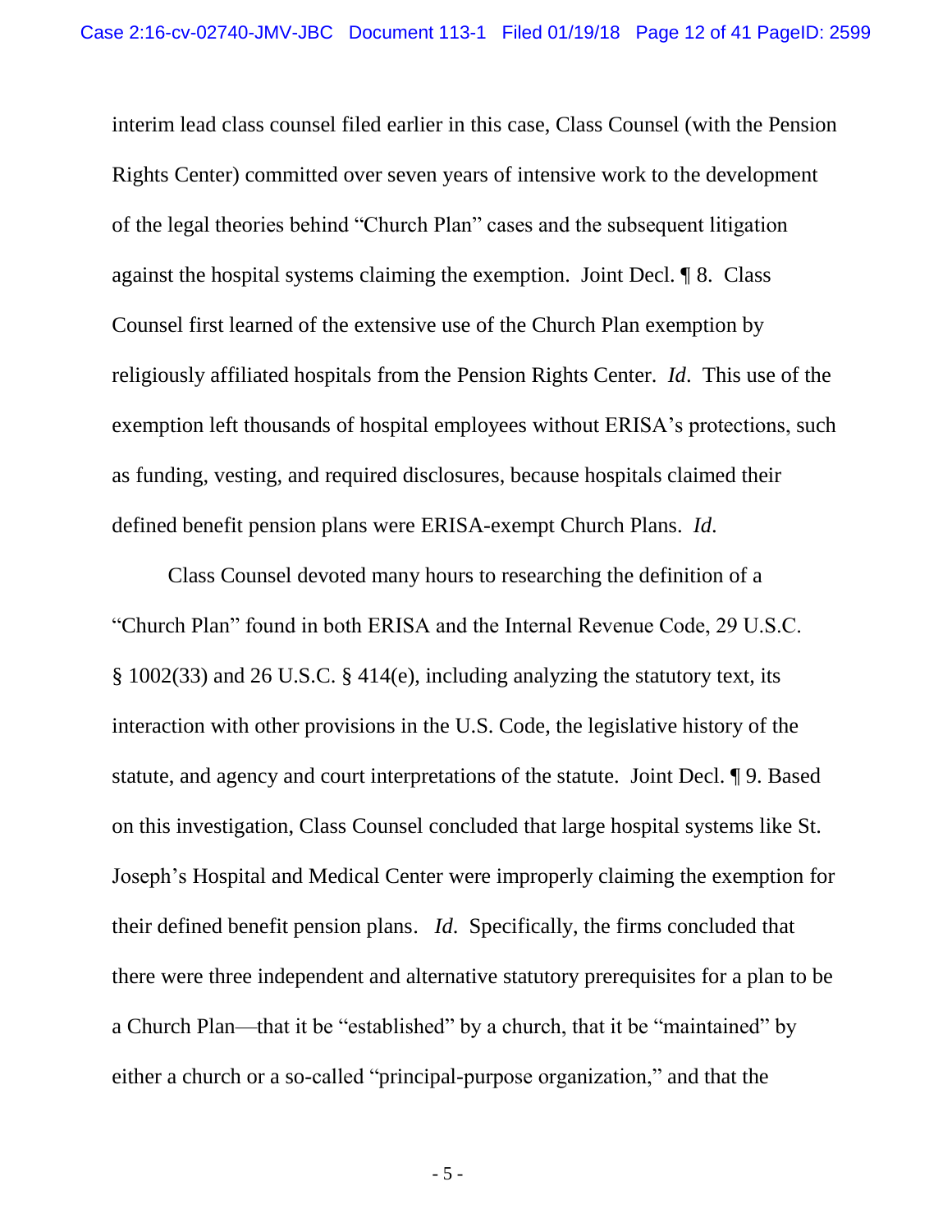interim lead class counsel filed earlier in this case, Class Counsel (with the Pension Rights Center) committed over seven years of intensive work to the development of the legal theories behind "Church Plan" cases and the subsequent litigation against the hospital systems claiming the exemption. Joint Decl. ¶ 8. Class Counsel first learned of the extensive use of the Church Plan exemption by religiously affiliated hospitals from the Pension Rights Center. *Id*. This use of the exemption left thousands of hospital employees without ERISA's protections, such as funding, vesting, and required disclosures, because hospitals claimed their defined benefit pension plans were ERISA-exempt Church Plans. *Id*.

Class Counsel devoted many hours to researching the definition of a "Church Plan" found in both ERISA and the Internal Revenue Code, 29 U.S.C. § 1002(33) and 26 U.S.C. § 414(e), including analyzing the statutory text, its interaction with other provisions in the U.S. Code, the legislative history of the statute, and agency and court interpretations of the statute. Joint Decl. ¶ 9. Based on this investigation, Class Counsel concluded that large hospital systems like St. Joseph's Hospital and Medical Center were improperly claiming the exemption for their defined benefit pension plans. *Id*. Specifically, the firms concluded that there were three independent and alternative statutory prerequisites for a plan to be a Church Plan—that it be "established" by a church, that it be "maintained" by either a church or a so-called "principal-purpose organization," and that the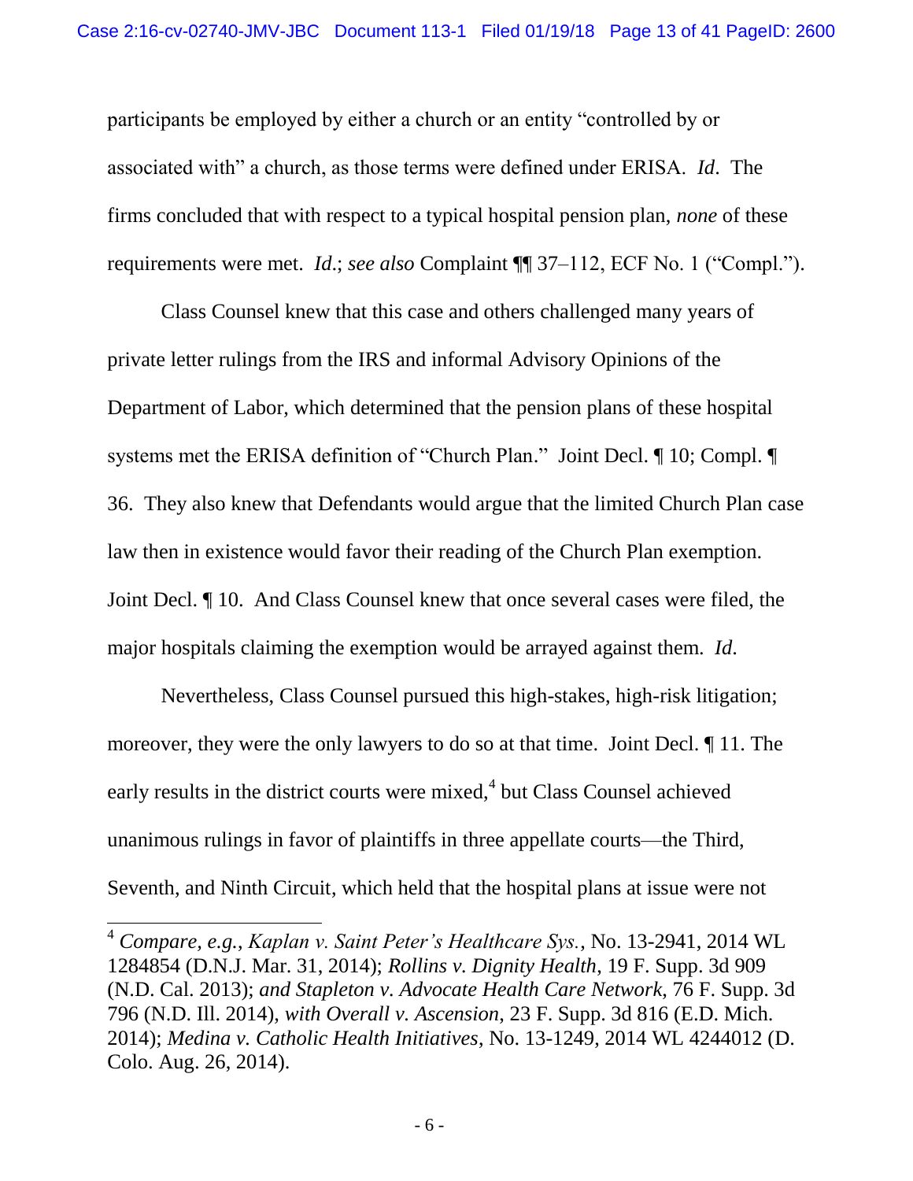participants be employed by either a church or an entity "controlled by or associated with" a church, as those terms were defined under ERISA. *Id*. The firms concluded that with respect to a typical hospital pension plan, *none* of these requirements were met. *Id*.; *see also* Complaint ¶¶ 37–112, ECF No. 1 ("Compl.").

Class Counsel knew that this case and others challenged many years of private letter rulings from the IRS and informal Advisory Opinions of the Department of Labor, which determined that the pension plans of these hospital systems met the ERISA definition of "Church Plan." Joint Decl. ¶ 10; Compl. ¶ 36. They also knew that Defendants would argue that the limited Church Plan case law then in existence would favor their reading of the Church Plan exemption. Joint Decl. ¶ 10. And Class Counsel knew that once several cases were filed, the major hospitals claiming the exemption would be arrayed against them. *Id*.

Nevertheless, Class Counsel pursued this high-stakes, high-risk litigation; moreover, they were the only lawyers to do so at that time. Joint Decl. ¶ 11. The early results in the district courts were mixed,[4] but Class Counsel achieved unanimous rulings in favor of plaintiffs in three appellate courts—the Third, Seventh, and Ninth Circuit, which held that the hospital plans at issue were not

---

[4] *Compare, e.g., Kaplan v. Saint Peter's Healthcare Sys.*, No. 13-2941, 2014 WL 1284854 (D.N.J. Mar. 31, 2014); *Rollins v. Dignity Health*, 19 F. Supp. 3d 909 (N.D. Cal. 2013); *and Stapleton v. Advocate Health Care Network*, 76 F. Supp. 3d 796 (N.D. Ill. 2014), *with Overall v. Ascension*, 23 F. Supp. 3d 816 (E.D. Mich. 2014); *Medina v. Catholic Health Initiatives*, No. 13-1249, 2014 WL 4244012 (D. Colo. Aug. 26, 2014).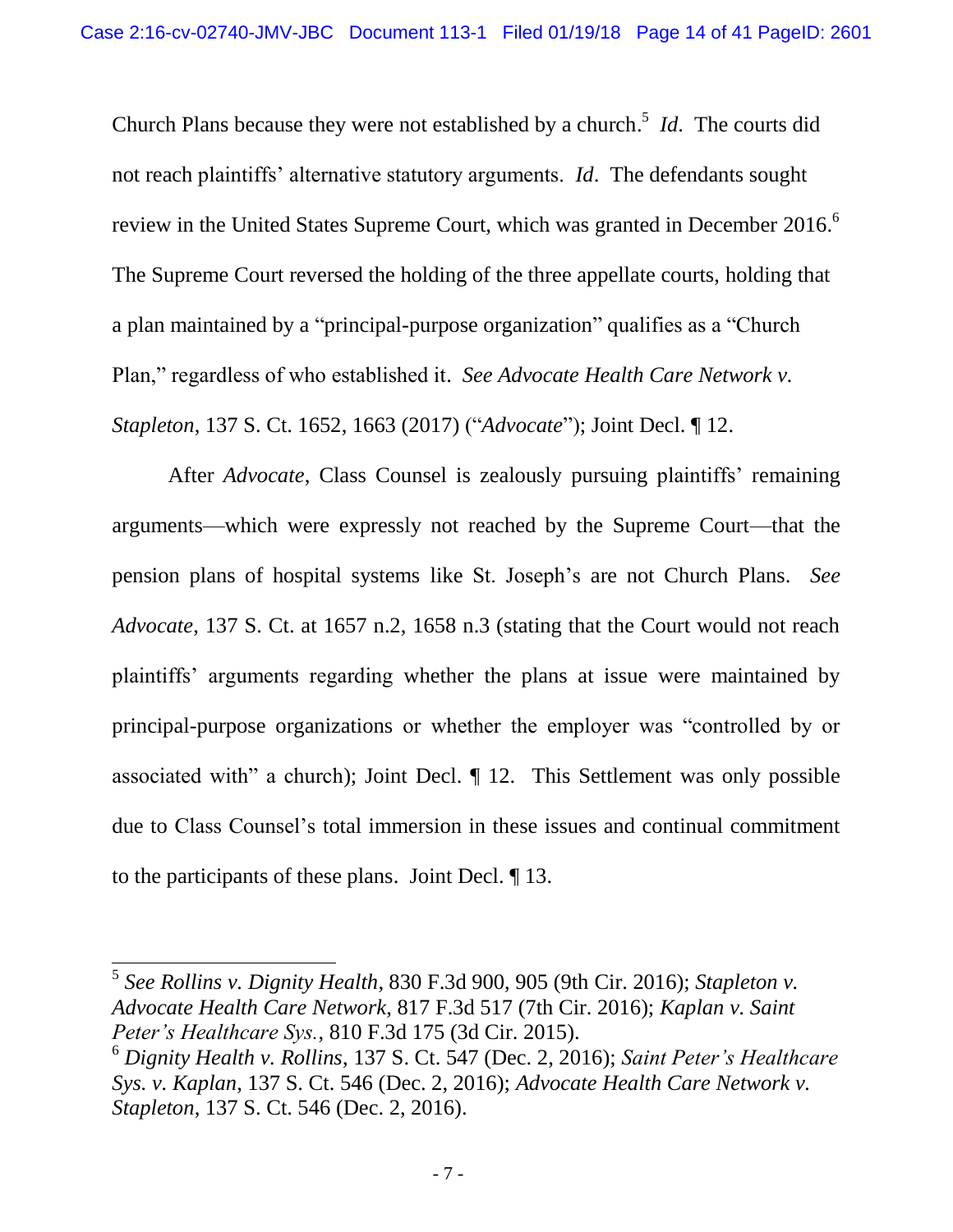Church Plans because they were not established by a church.[5] *Id*. The courts did not reach plaintiffs' alternative statutory arguments. *Id*. The defendants sought review in the United States Supreme Court, which was granted in December 2016.[6] The Supreme Court reversed the holding of the three appellate courts, holding that a plan maintained by a "principal-purpose organization" qualifies as a "Church Plan," regardless of who established it. *See Advocate Health Care Network v. Stapleton*, 137 S. Ct. 1652, 1663 (2017) ("*Advocate*"); Joint Decl. ¶ 12.

After *Advocate*, Class Counsel is zealously pursuing plaintiffs' remaining arguments—which were expressly not reached by the Supreme Court—that the pension plans of hospital systems like St. Joseph's are not Church Plans. *See Advocate*, 137 S. Ct. at 1657 n.2, 1658 n.3 (stating that the Court would not reach plaintiffs' arguments regarding whether the plans at issue were maintained by principal-purpose organizations or whether the employer was "controlled by or associated with" a church); Joint Decl. ¶ 12. This Settlement was only possible due to Class Counsel's total immersion in these issues and continual commitment to the participants of these plans. Joint Decl. ¶ 13.

---

[5] *See Rollins v. Dignity Health*, 830 F.3d 900, 905 (9th Cir. 2016); *Stapleton v. Advocate Health Care Network*, 817 F.3d 517 (7th Cir. 2016); *Kaplan v. Saint Peter's Healthcare Sys.*, 810 F.3d 175 (3d Cir. 2015).

[6] *Dignity Health v. Rollins*, 137 S. Ct. 547 (Dec. 2, 2016); *Saint Peter's Healthcare Sys. v. Kaplan*, 137 S. Ct. 546 (Dec. 2, 2016); *Advocate Health Care Network v. Stapleton*, 137 S. Ct. 546 (Dec. 2, 2016).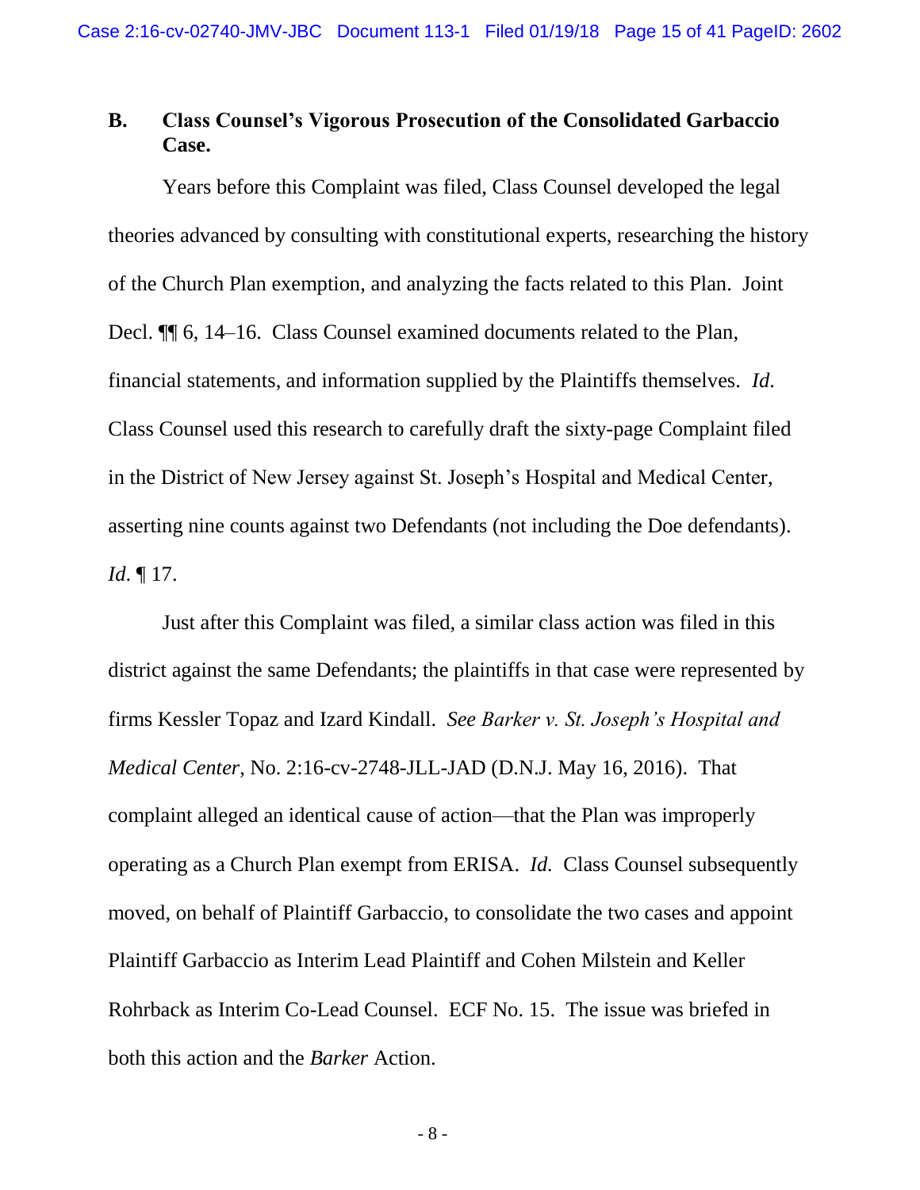### B. Class Counsel's Vigorous Prosecution of the Consolidated Garbaccio Case.

Years before this Complaint was filed, Class Counsel developed the legal theories advanced by consulting with constitutional experts, researching the history of the Church Plan exemption, and analyzing the facts related to this Plan. Joint Decl. ¶¶ 6, 14–16. Class Counsel examined documents related to the Plan, financial statements, and information supplied by the Plaintiffs themselves. *Id*. Class Counsel used this research to carefully draft the sixty-page Complaint filed in the District of New Jersey against St. Joseph's Hospital and Medical Center, asserting nine counts against two Defendants (not including the Doe defendants). *Id*. ¶ 17.

Just after this Complaint was filed, a similar class action was filed in this district against the same Defendants; the plaintiffs in that case were represented by firms Kessler Topaz and Izard Kindall. *See Barker v. St. Joseph's Hospital and Medical Center*, No. 2:16-cv-2748-JLL-JAD (D.N.J. May 16, 2016). That complaint alleged an identical cause of action—that the Plan was improperly operating as a Church Plan exempt from ERISA. *Id.* Class Counsel subsequently moved, on behalf of Plaintiff Garbaccio, to consolidate the two cases and appoint Plaintiff Garbaccio as Interim Lead Plaintiff and Cohen Milstein and Keller Rohrback as Interim Co-Lead Counsel. ECF No. 15. The issue was briefed in both this action and the *Barker* Action.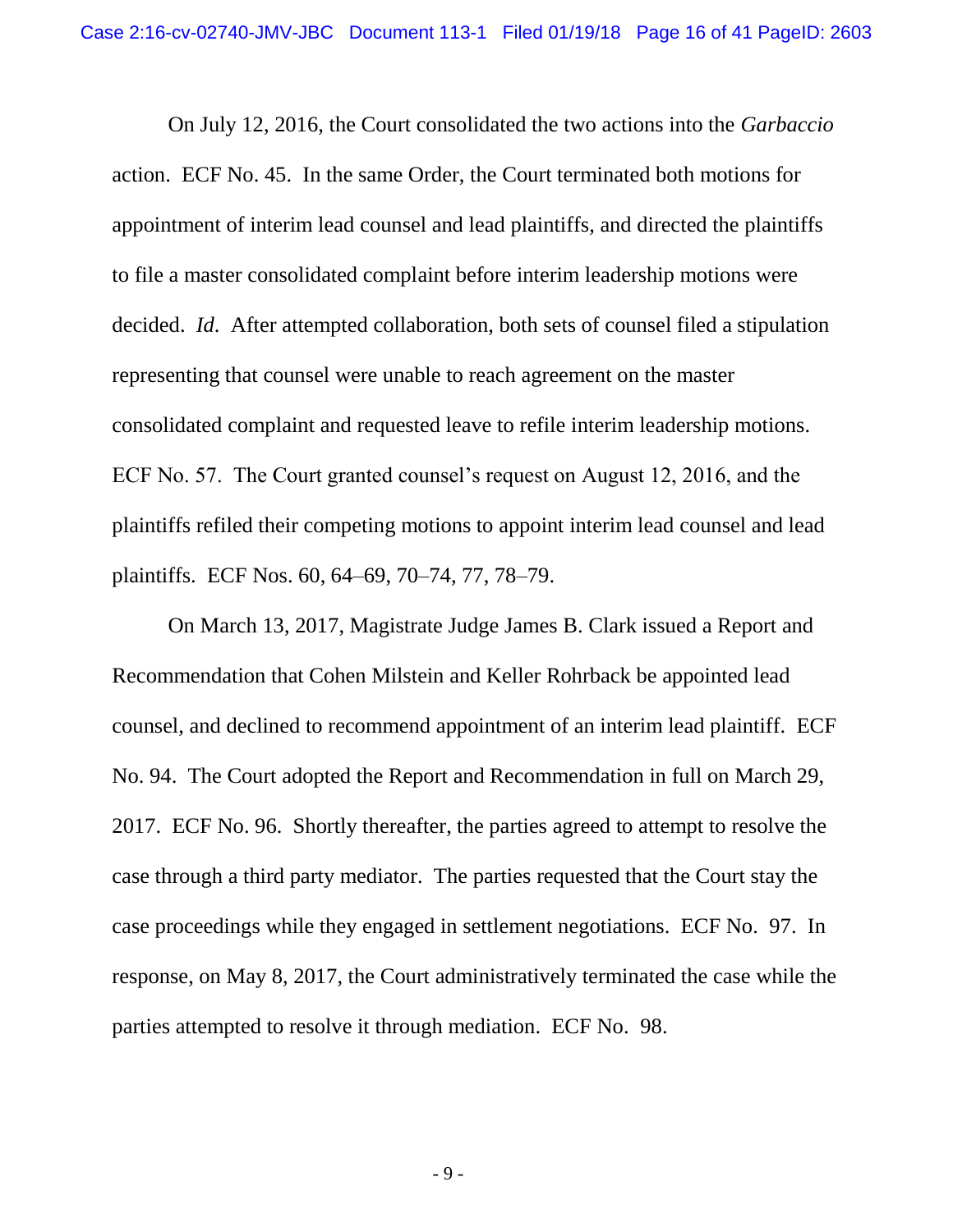On July 12, 2016, the Court consolidated the two actions into the *Garbaccio* action. ECF No. 45. In the same Order, the Court terminated both motions for appointment of interim lead counsel and lead plaintiffs, and directed the plaintiffs to file a master consolidated complaint before interim leadership motions were decided. *Id*. After attempted collaboration, both sets of counsel filed a stipulation representing that counsel were unable to reach agreement on the master consolidated complaint and requested leave to refile interim leadership motions. ECF No. 57. The Court granted counsel's request on August 12, 2016, and the plaintiffs refiled their competing motions to appoint interim lead counsel and lead plaintiffs. ECF Nos. 60, 64–69, 70–74, 77, 78–79.

On March 13, 2017, Magistrate Judge James B. Clark issued a Report and Recommendation that Cohen Milstein and Keller Rohrback be appointed lead counsel, and declined to recommend appointment of an interim lead plaintiff. ECF No. 94. The Court adopted the Report and Recommendation in full on March 29, 2017. ECF No. 96. Shortly thereafter, the parties agreed to attempt to resolve the case through a third party mediator. The parties requested that the Court stay the case proceedings while they engaged in settlement negotiations. ECF No. 97. In response, on May 8, 2017, the Court administratively terminated the case while the parties attempted to resolve it through mediation. ECF No. 98.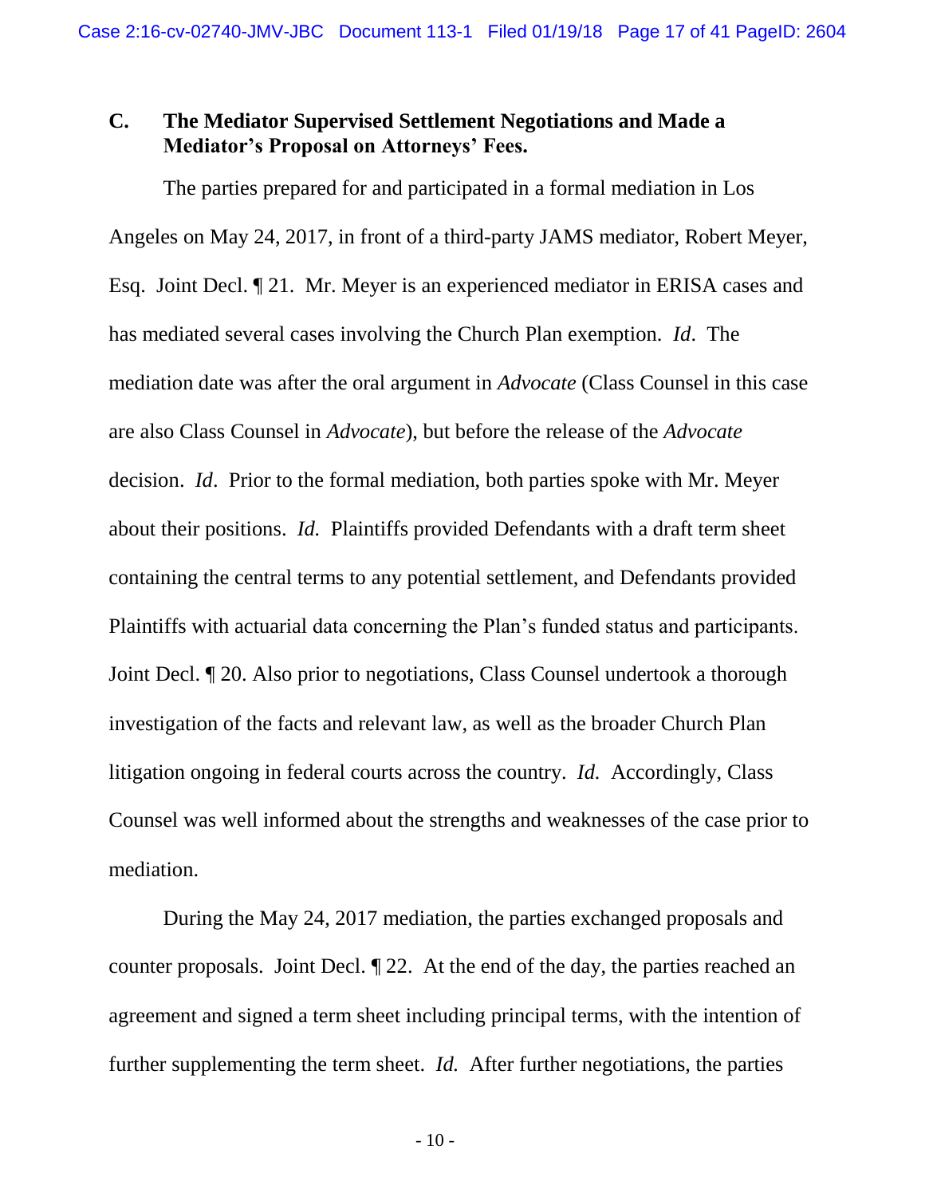### C. The Mediator Supervised Settlement Negotiations and Made a Mediator's Proposal on Attorneys' Fees.

The parties prepared for and participated in a formal mediation in Los Angeles on May 24, 2017, in front of a third-party JAMS mediator, Robert Meyer, Esq. Joint Decl. ¶ 21. Mr. Meyer is an experienced mediator in ERISA cases and has mediated several cases involving the Church Plan exemption. *Id*. The mediation date was after the oral argument in *Advocate* (Class Counsel in this case are also Class Counsel in *Advocate*), but before the release of the *Advocate* decision. *Id*. Prior to the formal mediation, both parties spoke with Mr. Meyer about their positions. *Id.* Plaintiffs provided Defendants with a draft term sheet containing the central terms to any potential settlement, and Defendants provided Plaintiffs with actuarial data concerning the Plan's funded status and participants. Joint Decl. ¶ 20. Also prior to negotiations, Class Counsel undertook a thorough investigation of the facts and relevant law, as well as the broader Church Plan litigation ongoing in federal courts across the country. *Id.* Accordingly, Class Counsel was well informed about the strengths and weaknesses of the case prior to mediation.

During the May 24, 2017 mediation, the parties exchanged proposals and counter proposals. Joint Decl. ¶ 22. At the end of the day, the parties reached an agreement and signed a term sheet including principal terms, with the intention of further supplementing the term sheet. *Id.* After further negotiations, the parties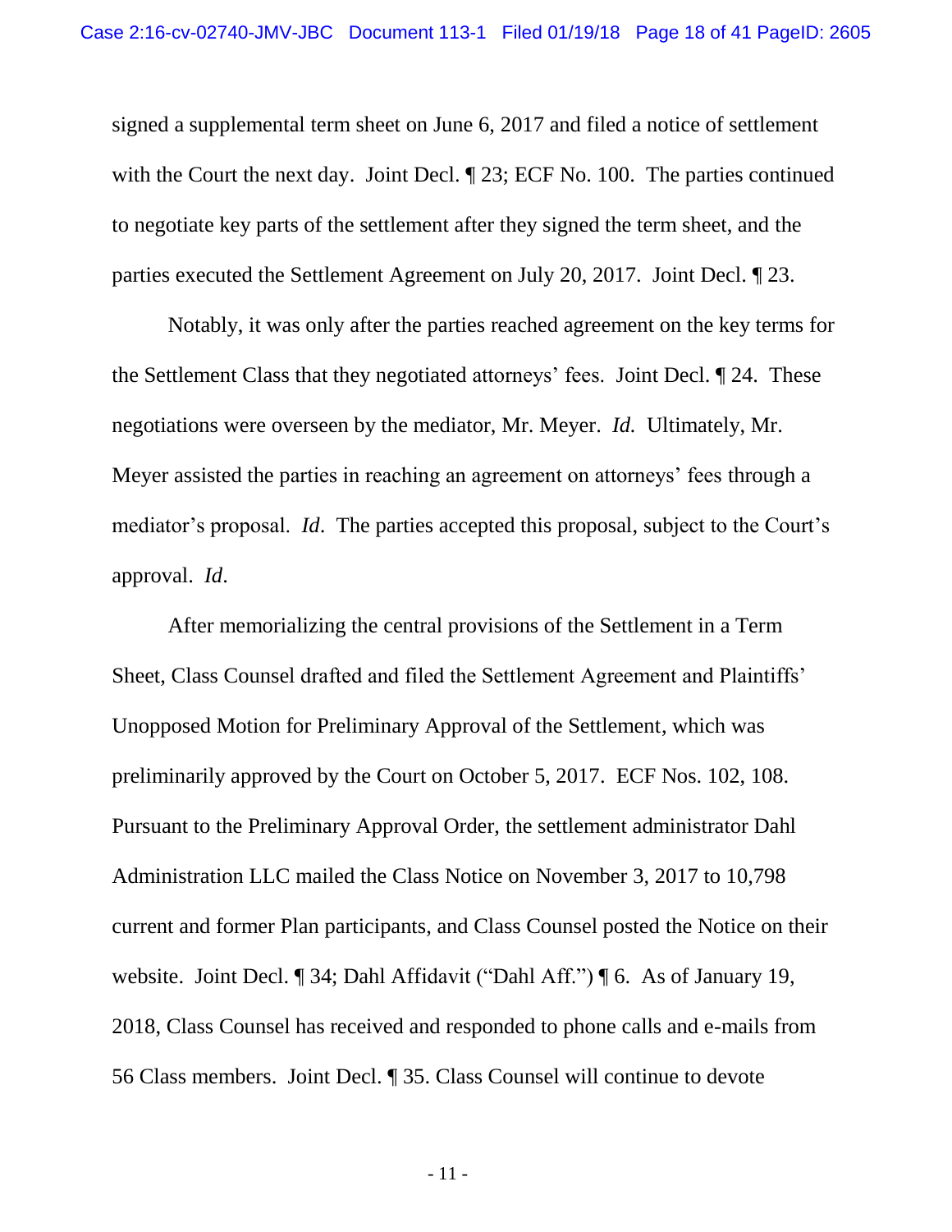signed a supplemental term sheet on June 6, 2017 and filed a notice of settlement with the Court the next day. Joint Decl. ¶ 23; ECF No. 100. The parties continued to negotiate key parts of the settlement after they signed the term sheet, and the parties executed the Settlement Agreement on July 20, 2017. Joint Decl. ¶ 23.

Notably, it was only after the parties reached agreement on the key terms for the Settlement Class that they negotiated attorneys' fees. Joint Decl. ¶ 24. These negotiations were overseen by the mediator, Mr. Meyer. *Id.* Ultimately, Mr. Meyer assisted the parties in reaching an agreement on attorneys' fees through a mediator's proposal. *Id*. The parties accepted this proposal, subject to the Court's approval. *Id*.

After memorializing the central provisions of the Settlement in a Term Sheet, Class Counsel drafted and filed the Settlement Agreement and Plaintiffs' Unopposed Motion for Preliminary Approval of the Settlement, which was preliminarily approved by the Court on October 5, 2017. ECF Nos. 102, 108. Pursuant to the Preliminary Approval Order, the settlement administrator Dahl Administration LLC mailed the Class Notice on November 3, 2017 to 10,798 current and former Plan participants, and Class Counsel posted the Notice on their website. Joint Decl. ¶ 34; Dahl Affidavit ("Dahl Aff.") ¶ 6. As of January 19, 2018, Class Counsel has received and responded to phone calls and e-mails from 56 Class members. Joint Decl. ¶ 35. Class Counsel will continue to devote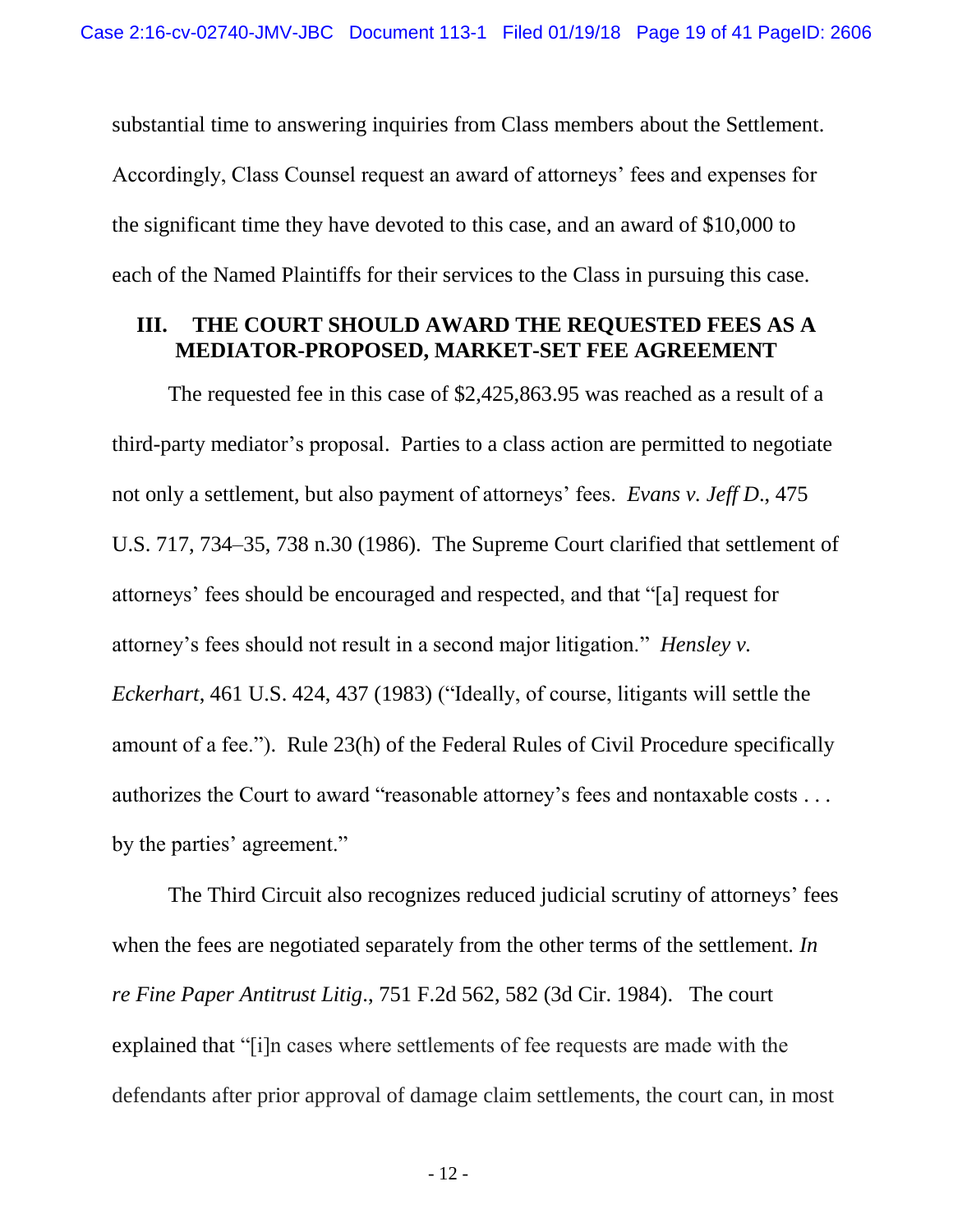substantial time to answering inquiries from Class members about the Settlement. Accordingly, Class Counsel request an award of attorneys' fees and expenses for the significant time they have devoted to this case, and an award of $10,000 to each of the Named Plaintiffs for their services to the Class in pursuing this case.

## III. THE COURT SHOULD AWARD THE REQUESTED FEES AS A MEDIATOR-PROPOSED, MARKET-SET FEE AGREEMENT

The requested fee in this case of $2,425,863.95 was reached as a result of a third-party mediator's proposal. Parties to a class action are permitted to negotiate not only a settlement, but also payment of attorneys' fees. *Evans v. Jeff D*., 475 U.S. 717, 734–35, 738 n.30 (1986). The Supreme Court clarified that settlement of attorneys' fees should be encouraged and respected, and that "[a] request for attorney's fees should not result in a second major litigation." *Hensley v. Eckerhart*, 461 U.S. 424, 437 (1983) ("Ideally, of course, litigants will settle the amount of a fee."). Rule 23(h) of the Federal Rules of Civil Procedure specifically authorizes the Court to award "reasonable attorney's fees and nontaxable costs . . . by the parties' agreement."

The Third Circuit also recognizes reduced judicial scrutiny of attorneys' fees when the fees are negotiated separately from the other terms of the settlement. *In re Fine Paper Antitrust Litig*., 751 F.2d 562, 582 (3d Cir. 1984). The court explained that "[i]n cases where settlements of fee requests are made with the defendants after prior approval of damage claim settlements, the court can, in most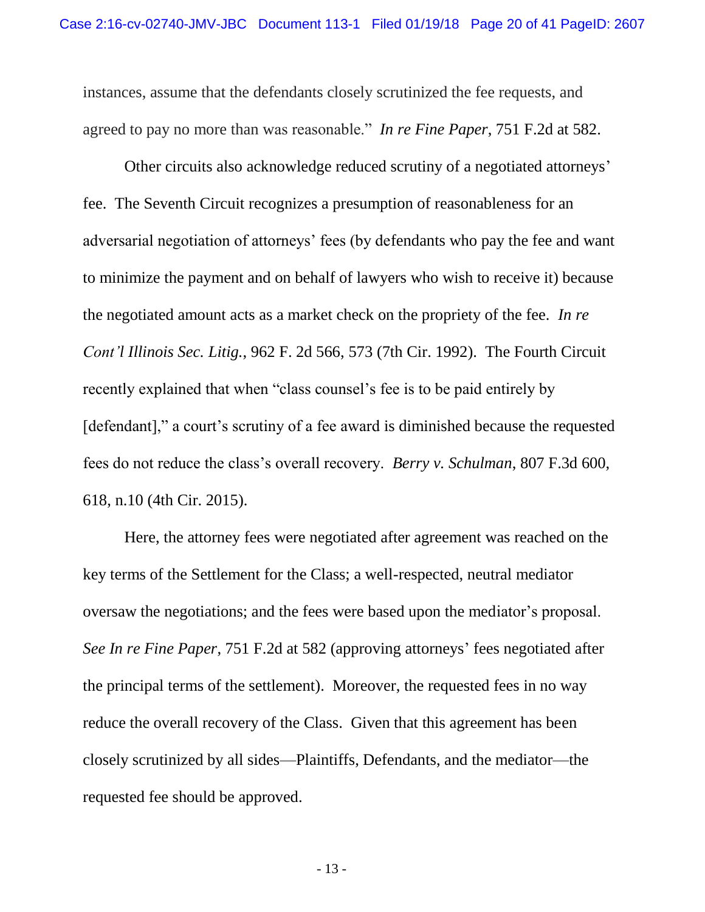instances, assume that the defendants closely scrutinized the fee requests, and agreed to pay no more than was reasonable." *In re Fine Paper*, 751 F.2d at 582.

Other circuits also acknowledge reduced scrutiny of a negotiated attorneys' fee. The Seventh Circuit recognizes a presumption of reasonableness for an adversarial negotiation of attorneys' fees (by defendants who pay the fee and want to minimize the payment and on behalf of lawyers who wish to receive it) because the negotiated amount acts as a market check on the propriety of the fee. *In re Cont'l Illinois Sec. Litig.*, 962 F. 2d 566, 573 (7th Cir. 1992). The Fourth Circuit recently explained that when "class counsel's fee is to be paid entirely by [defendant]," a court's scrutiny of a fee award is diminished because the requested fees do not reduce the class's overall recovery. *Berry v. Schulman*, 807 F.3d 600, 618, n.10 (4th Cir. 2015).

Here, the attorney fees were negotiated after agreement was reached on the key terms of the Settlement for the Class; a well-respected, neutral mediator oversaw the negotiations; and the fees were based upon the mediator's proposal. *See In re Fine Paper*, 751 F.2d at 582 (approving attorneys' fees negotiated after the principal terms of the settlement). Moreover, the requested fees in no way reduce the overall recovery of the Class. Given that this agreement has been closely scrutinized by all sides—Plaintiffs, Defendants, and the mediator—the requested fee should be approved.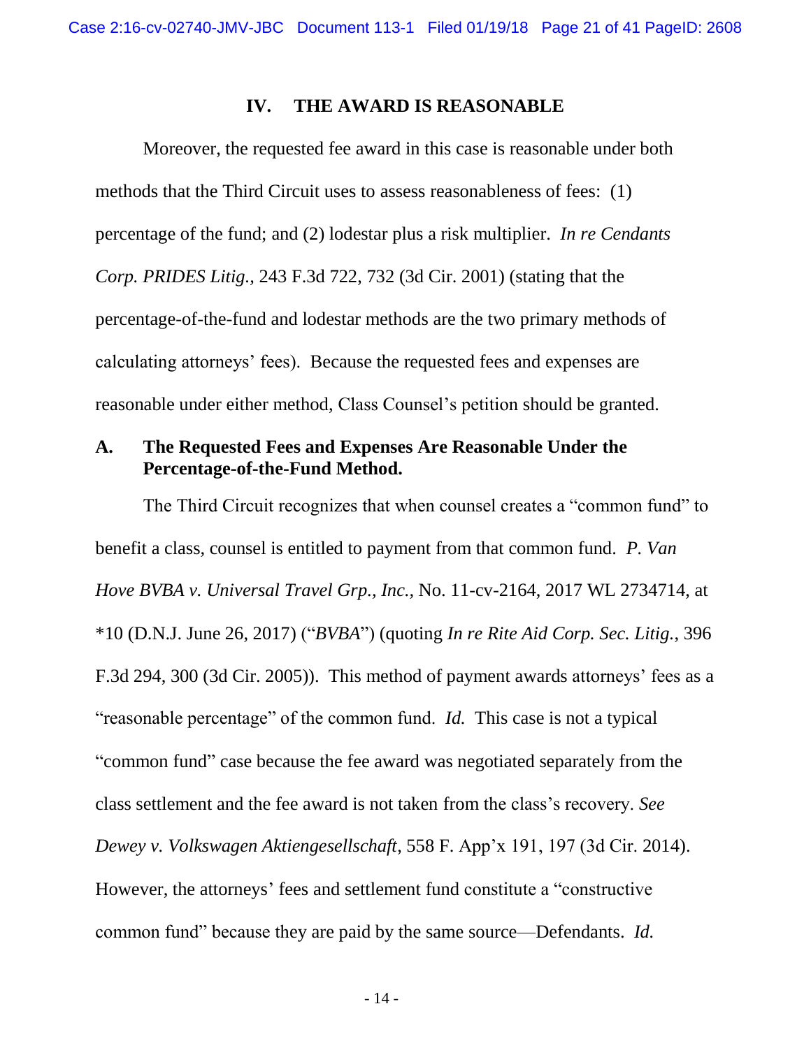## IV. THE AWARD IS REASONABLE

Moreover, the requested fee award in this case is reasonable under both methods that the Third Circuit uses to assess reasonableness of fees: (1) percentage of the fund; and (2) lodestar plus a risk multiplier. *In re Cendants Corp. PRIDES Litig.*, 243 F.3d 722, 732 (3d Cir. 2001) (stating that the percentage-of-the-fund and lodestar methods are the two primary methods of calculating attorneys' fees). Because the requested fees and expenses are reasonable under either method, Class Counsel's petition should be granted.

### A. The Requested Fees and Expenses Are Reasonable Under the Percentage-of-the-Fund Method.

The Third Circuit recognizes that when counsel creates a "common fund" to benefit a class, counsel is entitled to payment from that common fund. *P. Van Hove BVBA v. Universal Travel Grp., Inc.*, No. 11-cv-2164, 2017 WL 2734714, at *10 (D.N.J. June 26, 2017) ("*BVBA*") (quoting *In re Rite Aid Corp. Sec. Litig.*, 396 F.3d 294, 300 (3d Cir. 2005)). This method of payment awards attorneys' fees as a "reasonable percentage" of the common fund. *Id.* This case is not a typical "common fund" case because the fee award was negotiated separately from the class settlement and the fee award is not taken from the class's recovery. *See Dewey v. Volkswagen Aktiengesellschaft*, 558 F. App'x 191, 197 (3d Cir. 2014). However, the attorneys' fees and settlement fund constitute a "constructive common fund" because they are paid by the same source—Defendants. *Id.*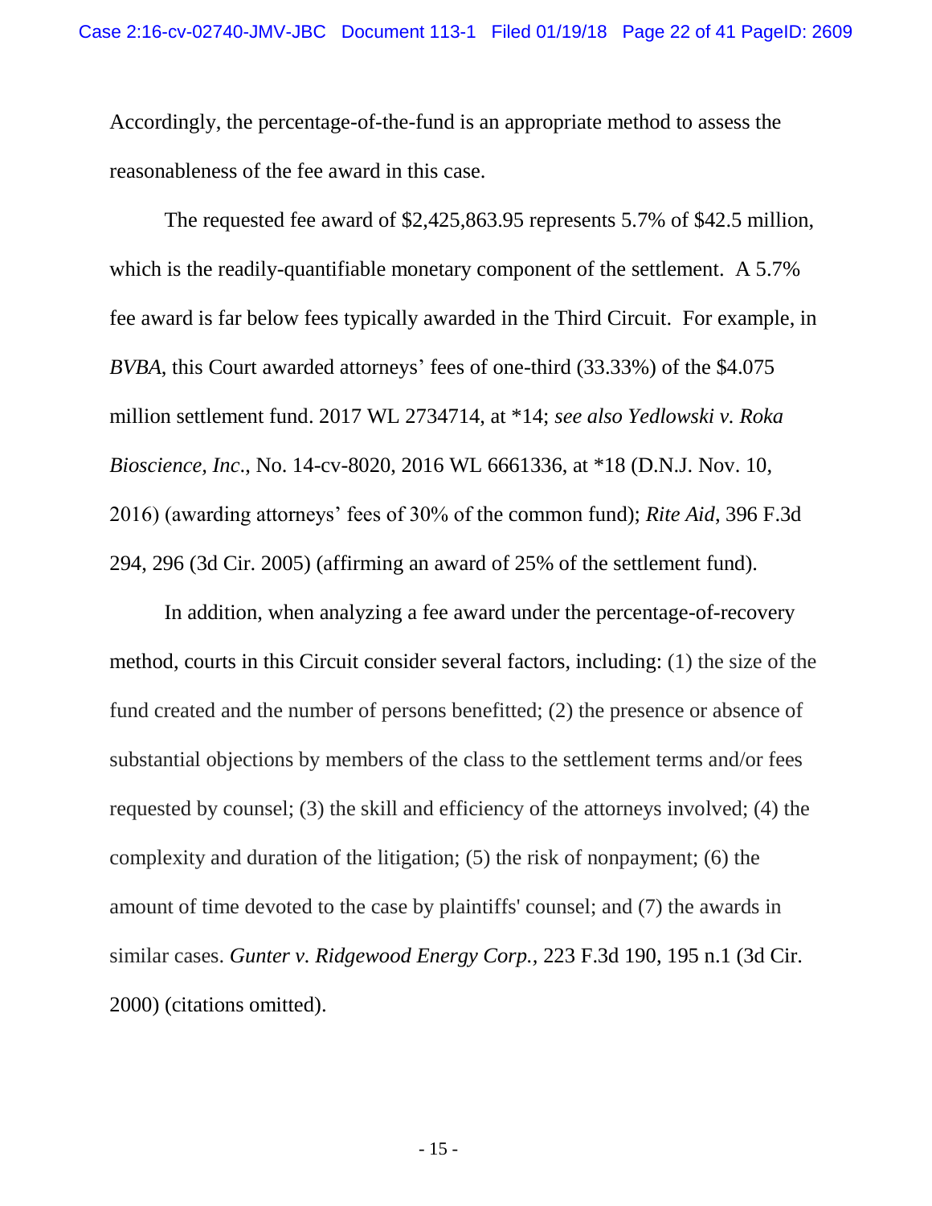Accordingly, the percentage-of-the-fund is an appropriate method to assess the reasonableness of the fee award in this case.

The requested fee award of $2,425,863.95 represents 5.7% of $42.5 million, which is the readily-quantifiable monetary component of the settlement. A 5.7% fee award is far below fees typically awarded in the Third Circuit. For example, in *BVBA*, this Court awarded attorneys' fees of one-third (33.33%) of the $4.075 million settlement fund. 2017 WL 2734714, at *14; *see also Yedlowski v. Roka Bioscience, Inc*., No. 14-cv-8020, 2016 WL 6661336, at *18 (D.N.J. Nov. 10, 2016) (awarding attorneys' fees of 30% of the common fund); *Rite Aid*, 396 F.3d 294, 296 (3d Cir. 2005) (affirming an award of 25% of the settlement fund).

In addition, when analyzing a fee award under the percentage-of-recovery method, courts in this Circuit consider several factors, including: (1) the size of the fund created and the number of persons benefitted; (2) the presence or absence of substantial objections by members of the class to the settlement terms and/or fees requested by counsel; (3) the skill and efficiency of the attorneys involved; (4) the complexity and duration of the litigation; (5) the risk of nonpayment; (6) the amount of time devoted to the case by plaintiffs' counsel; and (7) the awards in similar cases. *Gunter v. Ridgewood Energy Corp.*, 223 F.3d 190, 195 n.1 (3d Cir. 2000) (citations omitted).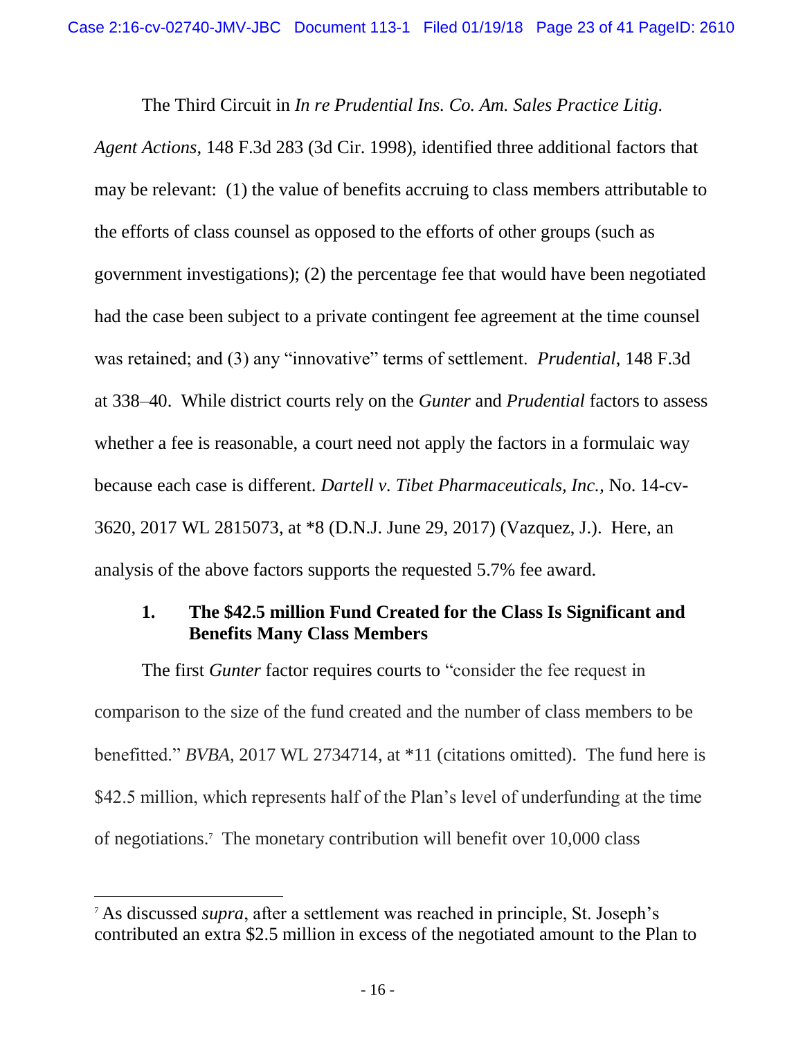The Third Circuit in *In re Prudential Ins. Co. Am. Sales Practice Litig. Agent Actions*, 148 F.3d 283 (3d Cir. 1998), identified three additional factors that may be relevant: (1) the value of benefits accruing to class members attributable to the efforts of class counsel as opposed to the efforts of other groups (such as government investigations); (2) the percentage fee that would have been negotiated had the case been subject to a private contingent fee agreement at the time counsel was retained; and (3) any "innovative" terms of settlement. *Prudential*, 148 F.3d at 338–40. While district courts rely on the *Gunter* and *Prudential* factors to assess whether a fee is reasonable, a court need not apply the factors in a formulaic way because each case is different. *Dartell v. Tibet Pharmaceuticals, Inc.*, No. 14-cv-3620, 2017 WL 2815073, at *8 (D.N.J. June 29, 2017) (Vazquez, J.). Here, an analysis of the above factors supports the requested 5.7% fee award.

### 1. The $42.5 million Fund Created for the Class Is Significant and Benefits Many Class Members

The first *Gunter* factor requires courts to "consider the fee request in comparison to the size of the fund created and the number of class members to be benefitted." *BVBA*, 2017 WL 2734714, at *11 (citations omitted). The fund here is $42.5 million, which represents half of the Plan's level of underfunding at the time of negotiations.[7] The monetary contribution will benefit over 10,000 class

---

[7] As discussed *supra*, after a settlement was reached in principle, St. Joseph's contributed an extra $2.5 million in excess of the negotiated amount to the Plan to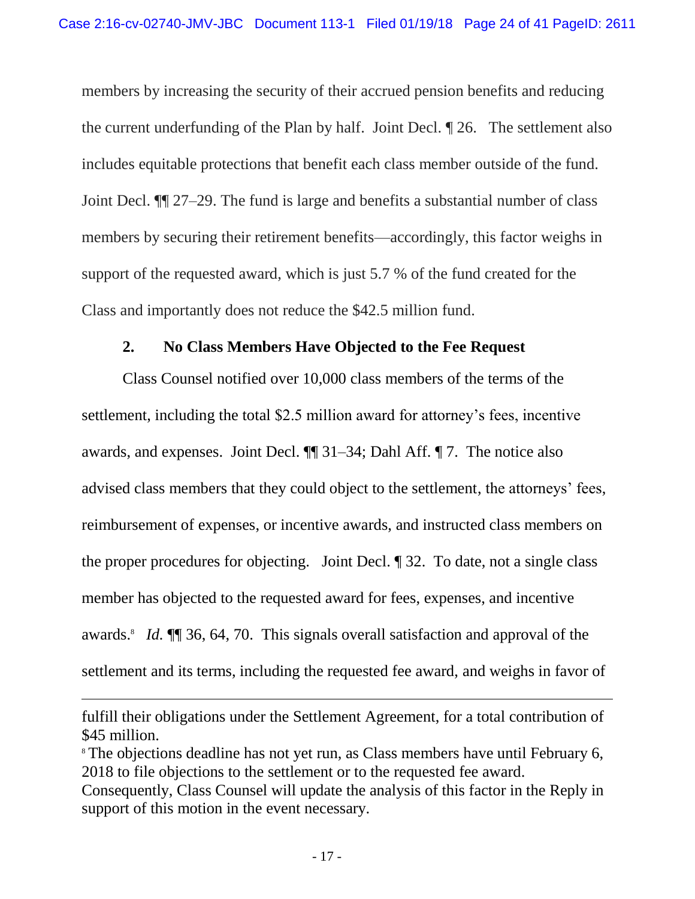members by increasing the security of their accrued pension benefits and reducing the current underfunding of the Plan by half. Joint Decl. ¶ 26. The settlement also includes equitable protections that benefit each class member outside of the fund. Joint Decl. ¶¶ 27–29. The fund is large and benefits a substantial number of class members by securing their retirement benefits—accordingly, this factor weighs in support of the requested award, which is just 5.7 % of the fund created for the Class and importantly does not reduce the $42.5 million fund.

### 2. No Class Members Have Objected to the Fee Request

Class Counsel notified over 10,000 class members of the terms of the settlement, including the total $2.5 million award for attorney's fees, incentive awards, and expenses. Joint Decl. ¶¶ 31–34; Dahl Aff. ¶ 7. The notice also advised class members that they could object to the settlement, the attorneys' fees, reimbursement of expenses, or incentive awards, and instructed class members on the proper procedures for objecting. Joint Decl. ¶ 32. To date, not a single class member has objected to the requested award for fees, expenses, and incentive awards.[8] *Id.* ¶¶ 36, 64, 70. This signals overall satisfaction and approval of the settlement and its terms, including the requested fee award, and weighs in favor of

---

fulfill their obligations under the Settlement Agreement, for a total contribution of $45 million.

[8] The objections deadline has not yet run, as Class members have until February 6, 2018 to file objections to the settlement or to the requested fee award. Consequently, Class Counsel will update the analysis of this factor in the Reply in support of this motion in the event necessary.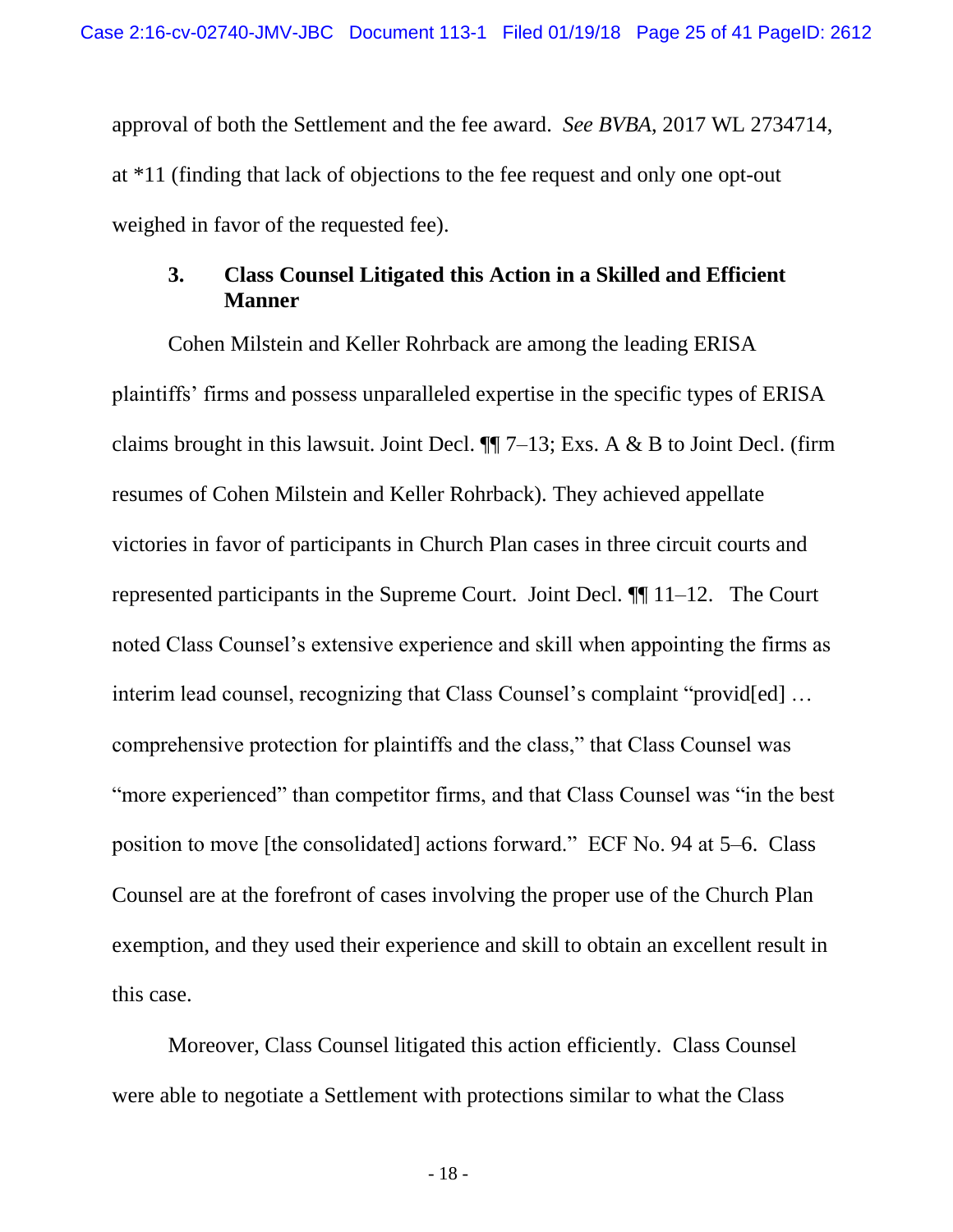approval of both the Settlement and the fee award. *See BVBA*, 2017 WL 2734714, at *11 (finding that lack of objections to the fee request and only one opt-out weighed in favor of the requested fee).

### 3. Class Counsel Litigated this Action in a Skilled and Efficient Manner

Cohen Milstein and Keller Rohrback are among the leading ERISA plaintiffs' firms and possess unparalleled expertise in the specific types of ERISA claims brought in this lawsuit. Joint Decl. ¶¶ 7–13; Exs. A & B to Joint Decl. (firm resumes of Cohen Milstein and Keller Rohrback). They achieved appellate victories in favor of participants in Church Plan cases in three circuit courts and represented participants in the Supreme Court. Joint Decl. ¶¶ 11–12. The Court noted Class Counsel's extensive experience and skill when appointing the firms as interim lead counsel, recognizing that Class Counsel's complaint "provid[ed] … comprehensive protection for plaintiffs and the class," that Class Counsel was "more experienced" than competitor firms, and that Class Counsel was "in the best position to move [the consolidated] actions forward." ECF No. 94 at 5–6. Class Counsel are at the forefront of cases involving the proper use of the Church Plan exemption, and they used their experience and skill to obtain an excellent result in this case.

Moreover, Class Counsel litigated this action efficiently. Class Counsel were able to negotiate a Settlement with protections similar to what the Class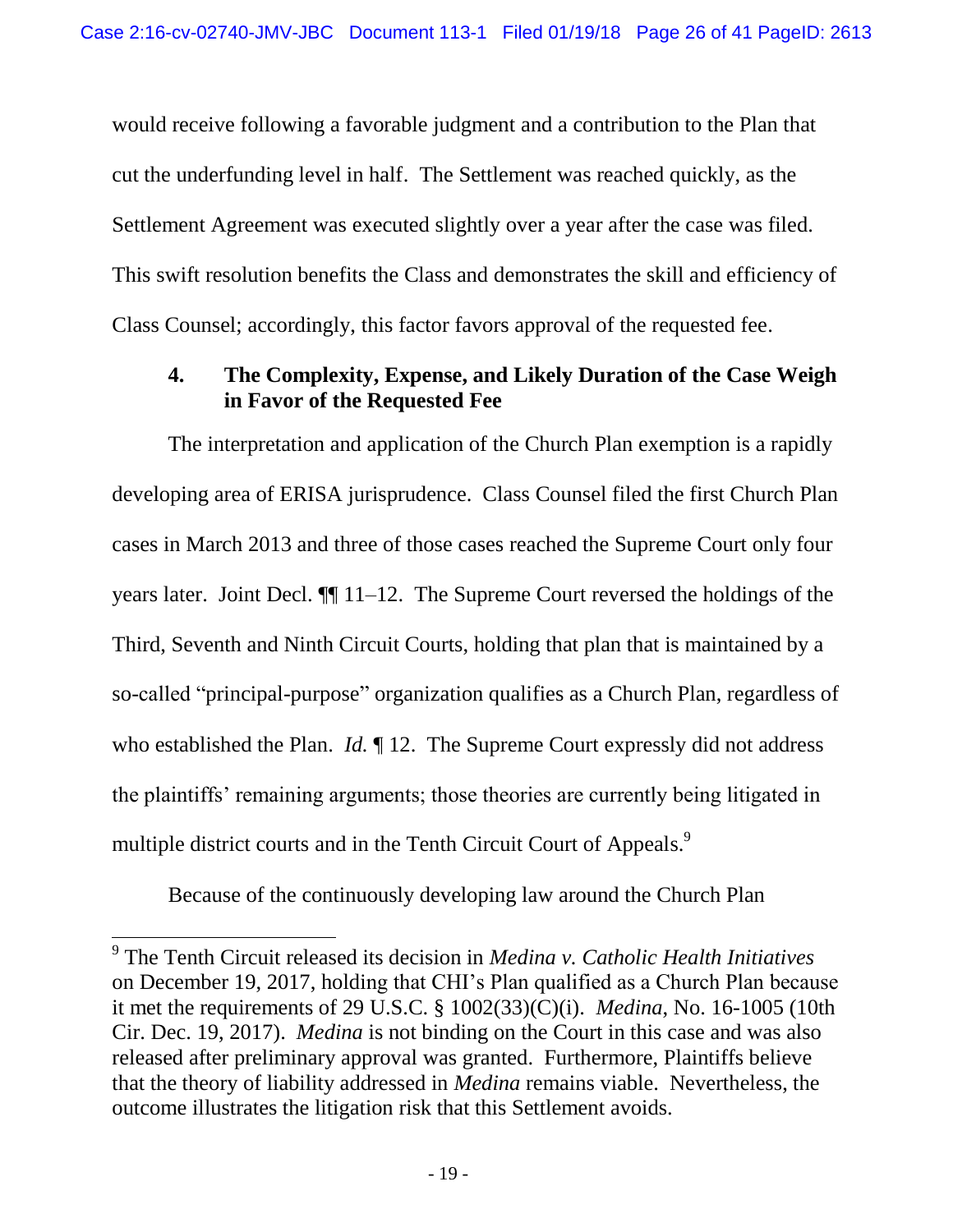would receive following a favorable judgment and a contribution to the Plan that cut the underfunding level in half. The Settlement was reached quickly, as the Settlement Agreement was executed slightly over a year after the case was filed. This swift resolution benefits the Class and demonstrates the skill and efficiency of Class Counsel; accordingly, this factor favors approval of the requested fee.

#### 4. The Complexity, Expense, and Likely Duration of the Case Weigh in Favor of the Requested Fee

The interpretation and application of the Church Plan exemption is a rapidly developing area of ERISA jurisprudence. Class Counsel filed the first Church Plan cases in March 2013 and three of those cases reached the Supreme Court only four years later. Joint Decl. ¶¶ 11–12. The Supreme Court reversed the holdings of the Third, Seventh and Ninth Circuit Courts, holding that plan that is maintained by a so-called "principal-purpose" organization qualifies as a Church Plan, regardless of who established the Plan. *Id.* ¶ 12. The Supreme Court expressly did not address the plaintiffs' remaining arguments; those theories are currently being litigated in multiple district courts and in the Tenth Circuit Court of Appeals.[9]

Because of the continuously developing law around the Church Plan

---

[9] The Tenth Circuit released its decision in *Medina v. Catholic Health Initiatives* on December 19, 2017, holding that CHI's Plan qualified as a Church Plan because it met the requirements of 29 U.S.C. § 1002(33)(C)(i). *Medina*, No. 16-1005 (10th Cir. Dec. 19, 2017). *Medina* is not binding on the Court in this case and was also released after preliminary approval was granted. Furthermore, Plaintiffs believe that the theory of liability addressed in *Medina* remains viable. Nevertheless, the outcome illustrates the litigation risk that this Settlement avoids.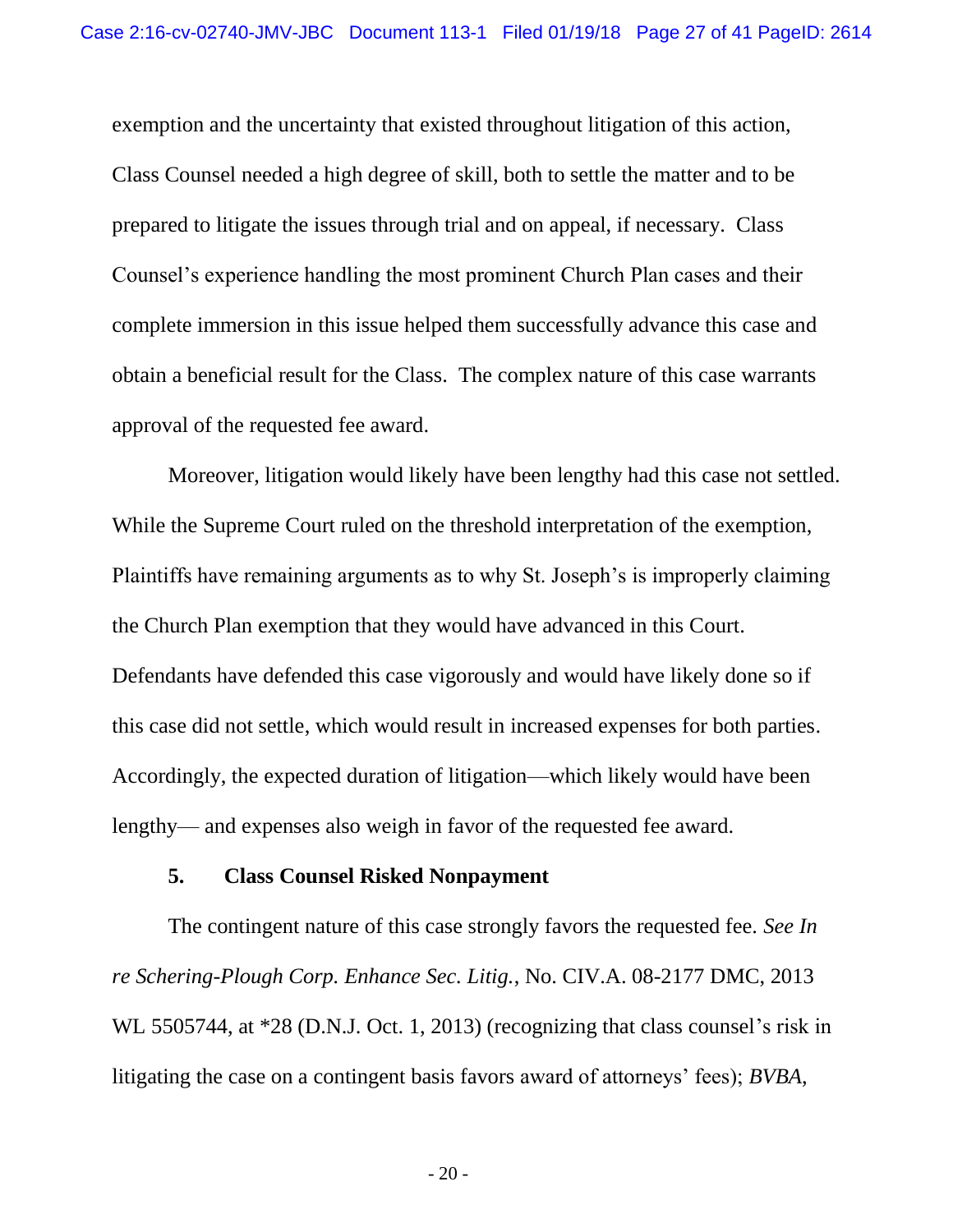exemption and the uncertainty that existed throughout litigation of this action, Class Counsel needed a high degree of skill, both to settle the matter and to be prepared to litigate the issues through trial and on appeal, if necessary. Class Counsel's experience handling the most prominent Church Plan cases and their complete immersion in this issue helped them successfully advance this case and obtain a beneficial result for the Class. The complex nature of this case warrants approval of the requested fee award.

Moreover, litigation would likely have been lengthy had this case not settled. While the Supreme Court ruled on the threshold interpretation of the exemption, Plaintiffs have remaining arguments as to why St. Joseph's is improperly claiming the Church Plan exemption that they would have advanced in this Court. Defendants have defended this case vigorously and would have likely done so if this case did not settle, which would result in increased expenses for both parties. Accordingly, the expected duration of litigation—which likely would have been lengthy— and expenses also weigh in favor of the requested fee award.

### 5. Class Counsel Risked Nonpayment

The contingent nature of this case strongly favors the requested fee. *See In re Schering-Plough Corp. Enhance Sec. Litig.*, No. CIV.A. 08-2177 DMC, 2013 WL 5505744, at *28 (D.N.J. Oct. 1, 2013) (recognizing that class counsel's risk in litigating the case on a contingent basis favors award of attorneys' fees); *BVBA*,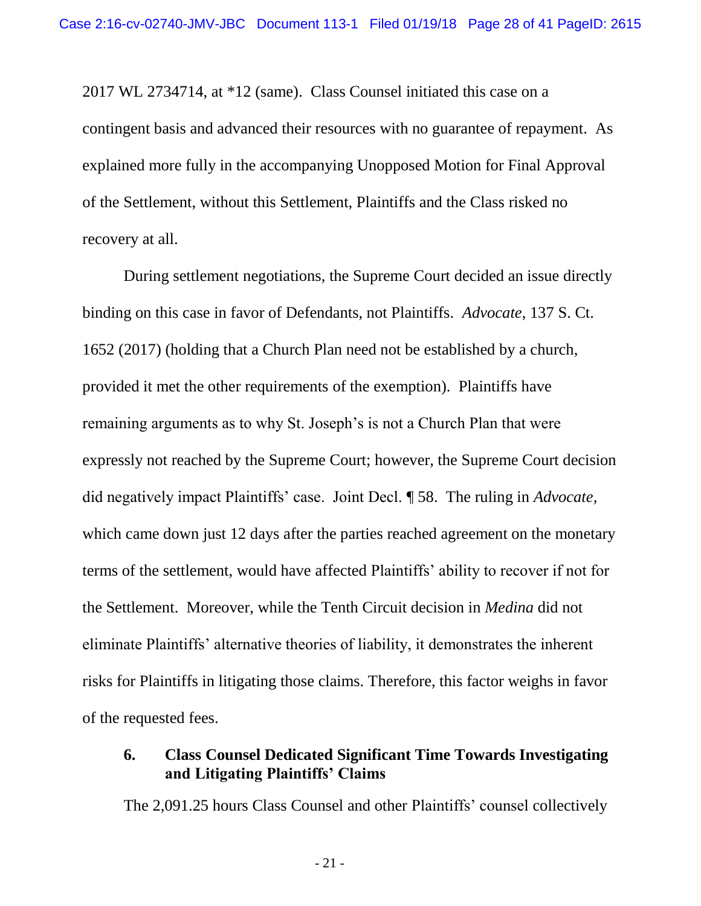2017 WL 2734714, at *12 (same). Class Counsel initiated this case on a contingent basis and advanced their resources with no guarantee of repayment. As explained more fully in the accompanying Unopposed Motion for Final Approval of the Settlement, without this Settlement, Plaintiffs and the Class risked no recovery at all.

During settlement negotiations, the Supreme Court decided an issue directly binding on this case in favor of Defendants, not Plaintiffs. *Advocate*, 137 S. Ct. 1652 (2017) (holding that a Church Plan need not be established by a church, provided it met the other requirements of the exemption). Plaintiffs have remaining arguments as to why St. Joseph's is not a Church Plan that were expressly not reached by the Supreme Court; however, the Supreme Court decision did negatively impact Plaintiffs' case. Joint Decl. ¶ 58. The ruling in *Advocate*, which came down just 12 days after the parties reached agreement on the monetary terms of the settlement, would have affected Plaintiffs' ability to recover if not for the Settlement. Moreover, while the Tenth Circuit decision in *Medina* did not eliminate Plaintiffs' alternative theories of liability, it demonstrates the inherent risks for Plaintiffs in litigating those claims. Therefore, this factor weighs in favor of the requested fees.

### 6. Class Counsel Dedicated Significant Time Towards Investigating and Litigating Plaintiffs' Claims

The 2,091.25 hours Class Counsel and other Plaintiffs' counsel collectively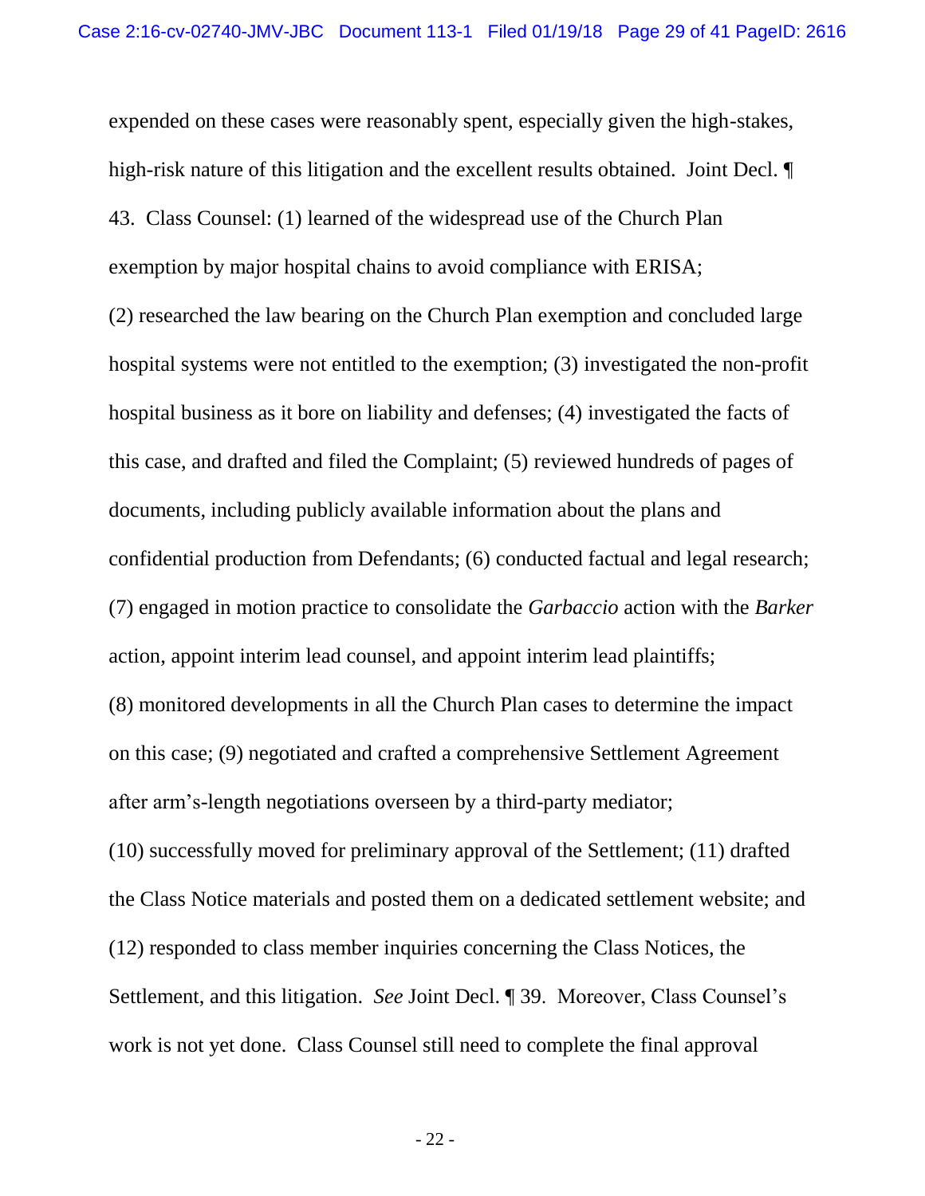expended on these cases were reasonably spent, especially given the high-stakes, high-risk nature of this litigation and the excellent results obtained. Joint Decl. ¶ 43. Class Counsel: (1) learned of the widespread use of the Church Plan exemption by major hospital chains to avoid compliance with ERISA; (2) researched the law bearing on the Church Plan exemption and concluded large hospital systems were not entitled to the exemption; (3) investigated the non-profit hospital business as it bore on liability and defenses; (4) investigated the facts of this case, and drafted and filed the Complaint; (5) reviewed hundreds of pages of documents, including publicly available information about the plans and confidential production from Defendants; (6) conducted factual and legal research; (7) engaged in motion practice to consolidate the *Garbaccio* action with the *Barker* action, appoint interim lead counsel, and appoint interim lead plaintiffs; (8) monitored developments in all the Church Plan cases to determine the impact on this case; (9) negotiated and crafted a comprehensive Settlement Agreement after arm's-length negotiations overseen by a third-party mediator; (10) successfully moved for preliminary approval of the Settlement; (11) drafted the Class Notice materials and posted them on a dedicated settlement website; and (12) responded to class member inquiries concerning the Class Notices, the Settlement, and this litigation. *See* Joint Decl. ¶ 39. Moreover, Class Counsel's work is not yet done. Class Counsel still need to complete the final approval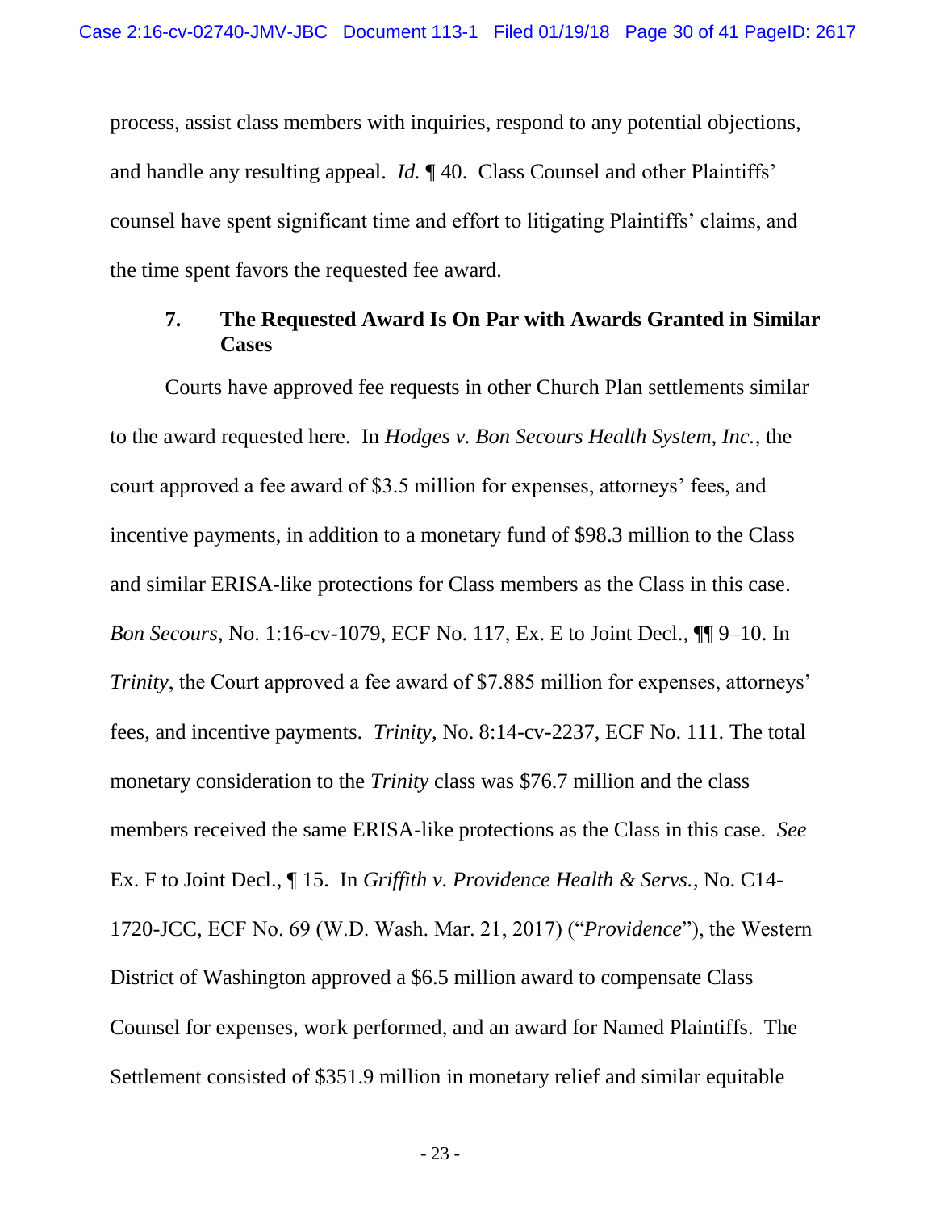process, assist class members with inquiries, respond to any potential objections, and handle any resulting appeal. *Id.* ¶ 40. Class Counsel and other Plaintiffs' counsel have spent significant time and effort to litigating Plaintiffs' claims, and the time spent favors the requested fee award.

### 7. The Requested Award Is On Par with Awards Granted in Similar Cases

Courts have approved fee requests in other Church Plan settlements similar to the award requested here. In *Hodges v. Bon Secours Health System, Inc.*, the court approved a fee award of $3.5 million for expenses, attorneys' fees, and incentive payments, in addition to a monetary fund of $98.3 million to the Class and similar ERISA-like protections for Class members as the Class in this case. *Bon Secours*, No. 1:16-cv-1079, ECF No. 117, Ex. E to Joint Decl., ¶¶ 9–10. In *Trinity*, the Court approved a fee award of $7.885 million for expenses, attorneys' fees, and incentive payments. *Trinity*, No. 8:14-cv-2237, ECF No. 111. The total monetary consideration to the *Trinity* class was $76.7 million and the class members received the same ERISA-like protections as the Class in this case. *See* Ex. F to Joint Decl., ¶ 15. In *Griffith v. Providence Health & Servs.*, No. C14-1720-JCC, ECF No. 69 (W.D. Wash. Mar. 21, 2017) ("*Providence*"), the Western District of Washington approved a $6.5 million award to compensate Class Counsel for expenses, work performed, and an award for Named Plaintiffs. The Settlement consisted of $351.9 million in monetary relief and similar equitable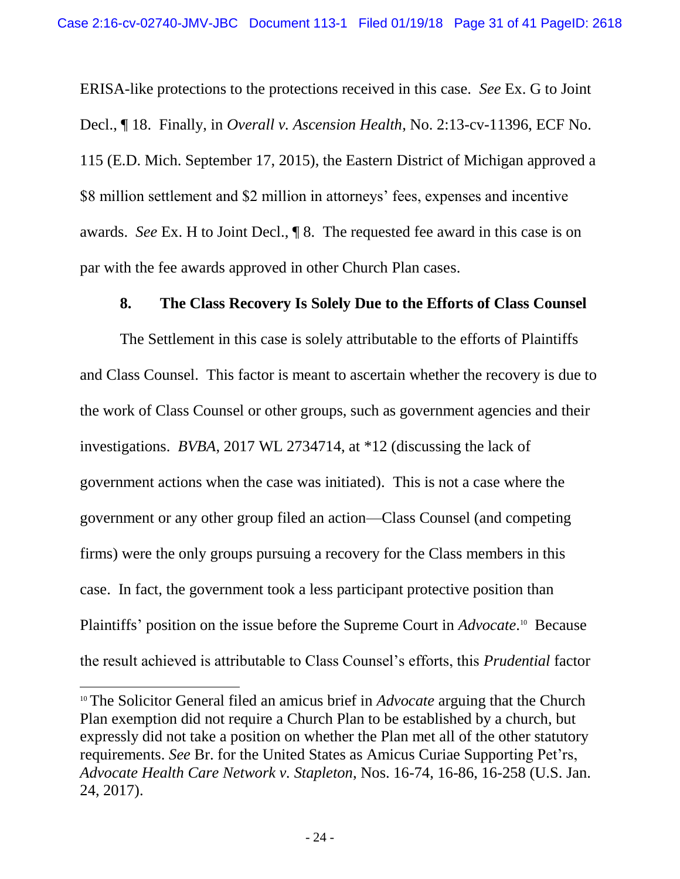ERISA-like protections to the protections received in this case. *See* Ex. G to Joint Decl., ¶ 18. Finally, in *Overall v. Ascension Health*, No. 2:13-cv-11396, ECF No. 115 (E.D. Mich. September 17, 2015), the Eastern District of Michigan approved a $8 million settlement and $2 million in attorneys' fees, expenses and incentive awards. *See* Ex. H to Joint Decl., ¶ 8. The requested fee award in this case is on par with the fee awards approved in other Church Plan cases.

### 8. The Class Recovery Is Solely Due to the Efforts of Class Counsel

The Settlement in this case is solely attributable to the efforts of Plaintiffs and Class Counsel. This factor is meant to ascertain whether the recovery is due to the work of Class Counsel or other groups, such as government agencies and their investigations. *BVBA*, 2017 WL 2734714, at *12 (discussing the lack of government actions when the case was initiated). This is not a case where the government or any other group filed an action—Class Counsel (and competing firms) were the only groups pursuing a recovery for the Class members in this case. In fact, the government took a less participant protective position than Plaintiffs' position on the issue before the Supreme Court in *Advocate*.[10] Because the result achieved is attributable to Class Counsel's efforts, this *Prudential* factor

---

[10] The Solicitor General filed an amicus brief in *Advocate* arguing that the Church Plan exemption did not require a Church Plan to be established by a church, but expressly did not take a position on whether the Plan met all of the other statutory requirements. *See* Br. for the United States as Amicus Curiae Supporting Pet'rs, *Advocate Health Care Network v. Stapleton*, Nos. 16-74, 16-86, 16-258 (U.S. Jan. 24, 2017).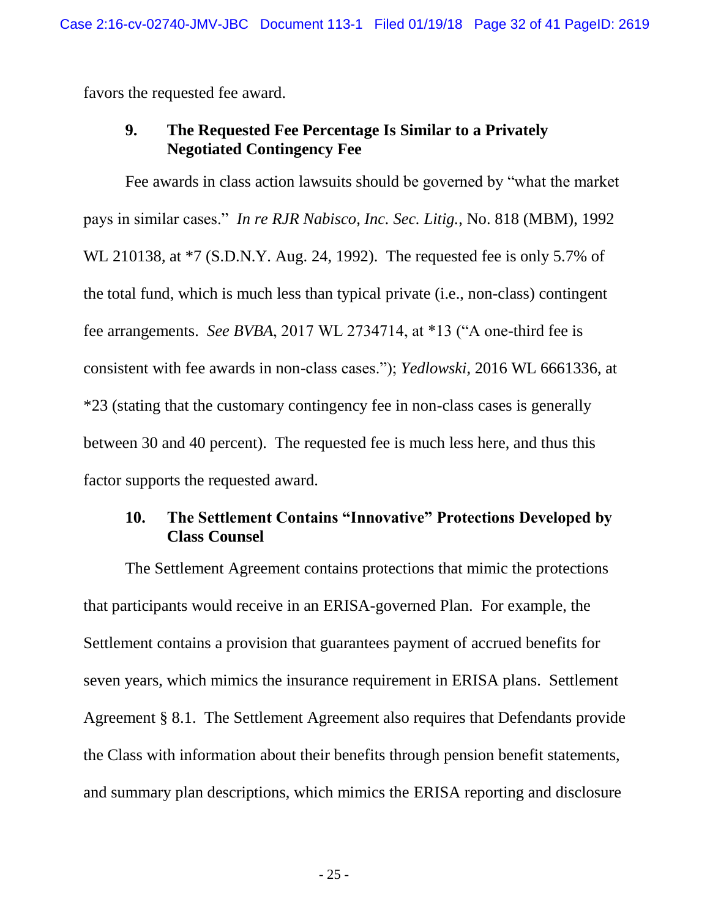favors the requested fee award.

### 9. The Requested Fee Percentage Is Similar to a Privately Negotiated Contingency Fee

Fee awards in class action lawsuits should be governed by "what the market pays in similar cases." *In re RJR Nabisco, Inc. Sec. Litig.*, No. 818 (MBM), 1992 WL 210138, at *7 (S.D.N.Y. Aug. 24, 1992). The requested fee is only 5.7% of the total fund, which is much less than typical private (i.e., non-class) contingent fee arrangements. *See BVBA*, 2017 WL 2734714, at *13 ("A one-third fee is consistent with fee awards in non-class cases."); *Yedlowski*, 2016 WL 6661336, at *23 (stating that the customary contingency fee in non-class cases is generally between 30 and 40 percent). The requested fee is much less here, and thus this factor supports the requested award.

### 10. The Settlement Contains "Innovative" Protections Developed by Class Counsel

The Settlement Agreement contains protections that mimic the protections that participants would receive in an ERISA-governed Plan. For example, the Settlement contains a provision that guarantees payment of accrued benefits for seven years, which mimics the insurance requirement in ERISA plans. Settlement Agreement § 8.1. The Settlement Agreement also requires that Defendants provide the Class with information about their benefits through pension benefit statements, and summary plan descriptions, which mimics the ERISA reporting and disclosure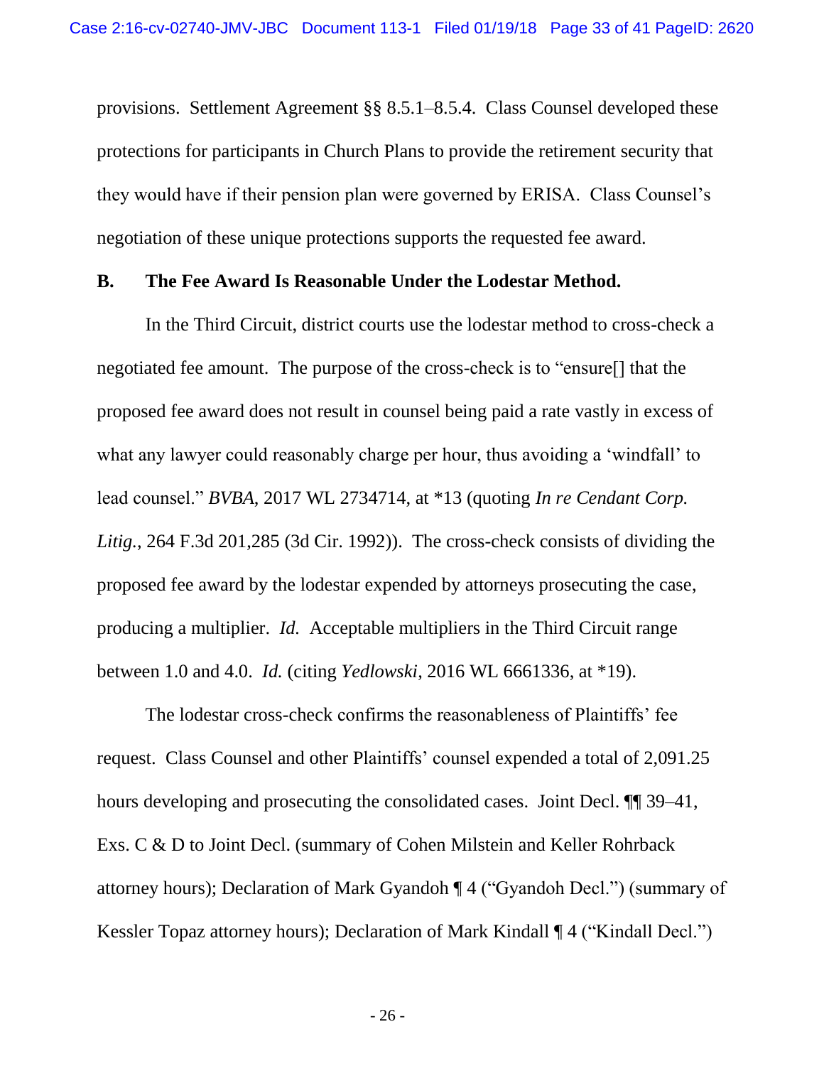provisions. Settlement Agreement §§ 8.5.1–8.5.4. Class Counsel developed these protections for participants in Church Plans to provide the retirement security that they would have if their pension plan were governed by ERISA. Class Counsel's negotiation of these unique protections supports the requested fee award.

### B. The Fee Award Is Reasonable Under the Lodestar Method.

In the Third Circuit, district courts use the lodestar method to cross-check a negotiated fee amount. The purpose of the cross-check is to "ensure[] that the proposed fee award does not result in counsel being paid a rate vastly in excess of what any lawyer could reasonably charge per hour, thus avoiding a 'windfall' to lead counsel." *BVBA*, 2017 WL 2734714, at *13 (quoting *In re Cendant Corp. Litig.*, 264 F.3d 201,285 (3d Cir. 1992)). The cross-check consists of dividing the proposed fee award by the lodestar expended by attorneys prosecuting the case, producing a multiplier. *Id.* Acceptable multipliers in the Third Circuit range between 1.0 and 4.0. *Id.* (citing *Yedlowski*, 2016 WL 6661336, at *19).

The lodestar cross-check confirms the reasonableness of Plaintiffs' fee request. Class Counsel and other Plaintiffs' counsel expended a total of 2,091.25 hours developing and prosecuting the consolidated cases. Joint Decl. ¶¶ 39–41, Exs. C & D to Joint Decl. (summary of Cohen Milstein and Keller Rohrback attorney hours); Declaration of Mark Gyandoh ¶ 4 ("Gyandoh Decl.") (summary of Kessler Topaz attorney hours); Declaration of Mark Kindall ¶ 4 ("Kindall Decl.")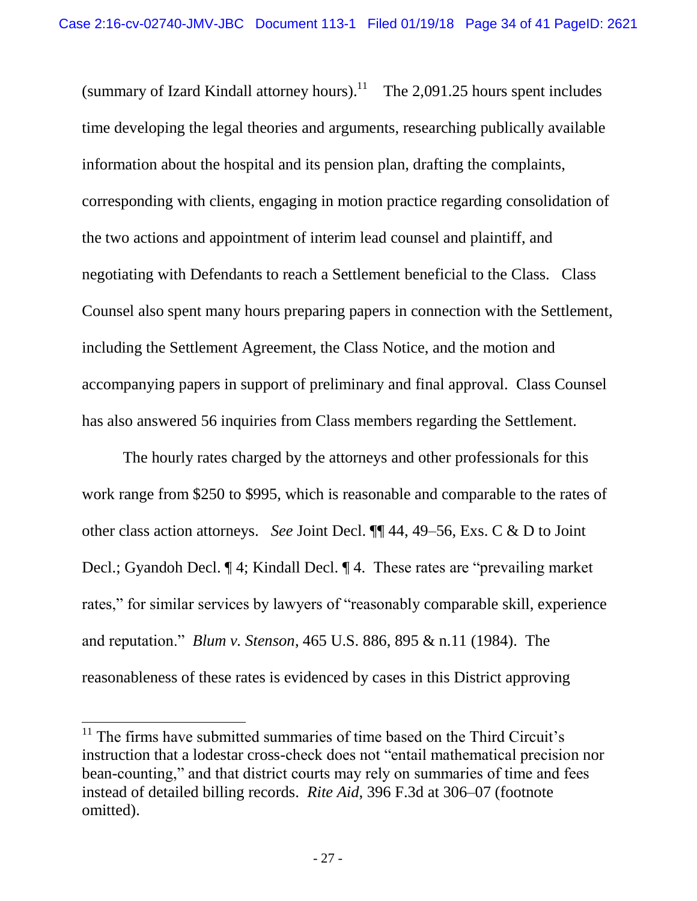(summary of Izard Kindall attorney hours).[11] The 2,091.25 hours spent includes time developing the legal theories and arguments, researching publically available information about the hospital and its pension plan, drafting the complaints, corresponding with clients, engaging in motion practice regarding consolidation of the two actions and appointment of interim lead counsel and plaintiff, and negotiating with Defendants to reach a Settlement beneficial to the Class. Class Counsel also spent many hours preparing papers in connection with the Settlement, including the Settlement Agreement, the Class Notice, and the motion and accompanying papers in support of preliminary and final approval. Class Counsel has also answered 56 inquiries from Class members regarding the Settlement.

The hourly rates charged by the attorneys and other professionals for this work range from $250 to $995, which is reasonable and comparable to the rates of other class action attorneys. *See* Joint Decl. ¶¶ 44, 49–56, Exs. C & D to Joint Decl.; Gyandoh Decl. ¶ 4; Kindall Decl. ¶ 4. These rates are "prevailing market rates," for similar services by lawyers of "reasonably comparable skill, experience and reputation." *Blum v. Stenson*, 465 U.S. 886, 895 & n.11 (1984). The reasonableness of these rates is evidenced by cases in this District approving

[11] The firms have submitted summaries of time based on the Third Circuit's instruction that a lodestar cross-check does not "entail mathematical precision nor bean-counting," and that district courts may rely on summaries of time and fees instead of detailed billing records. *Rite Aid*, 396 F.3d at 306–07 (footnote omitted).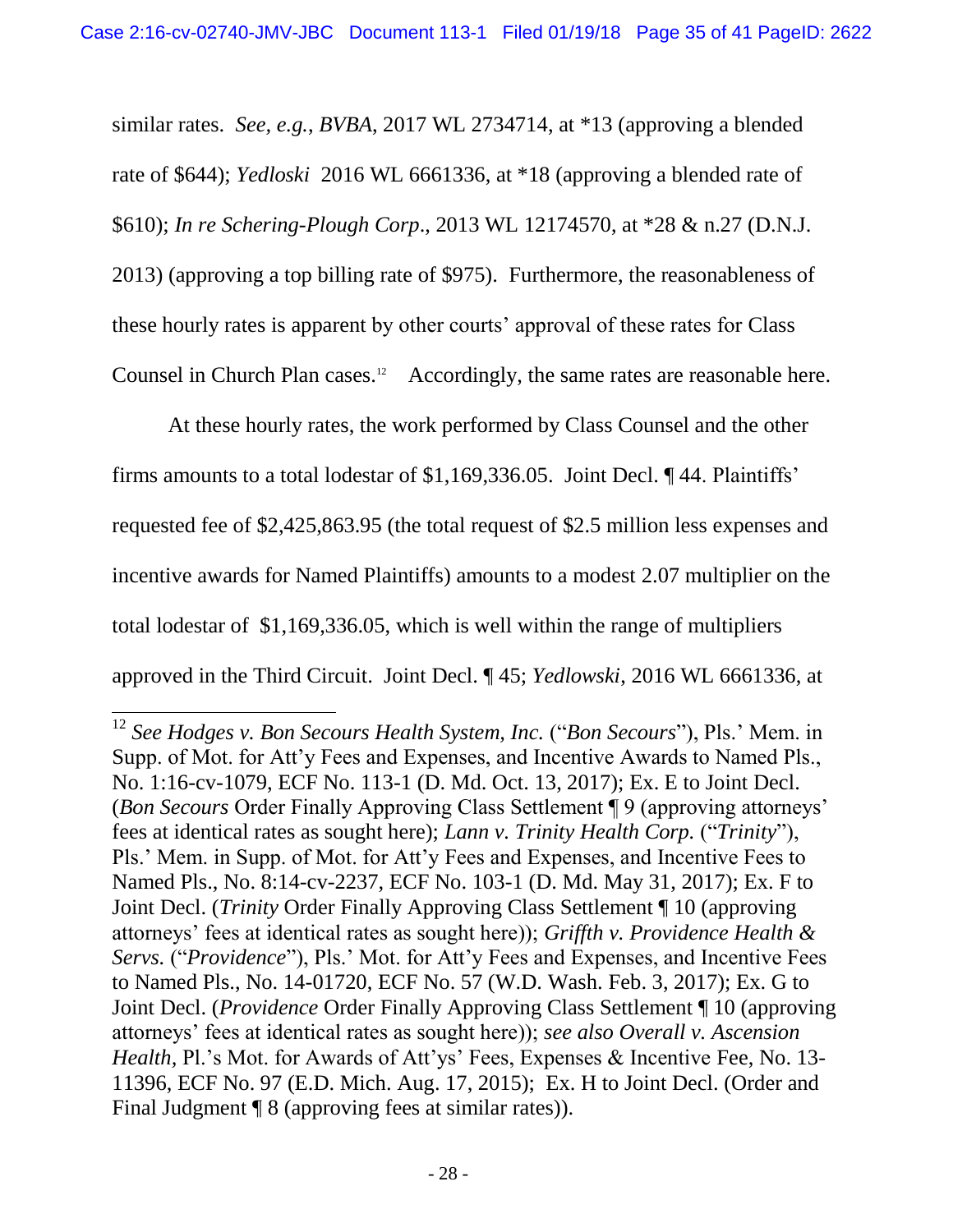similar rates. *See, e.g.*, *BVBA*, 2017 WL 2734714, at *13 (approving a blended rate of $644); *Yedloski* 2016 WL 6661336, at *18 (approving a blended rate of $610); *In re Schering-Plough Corp*., 2013 WL 12174570, at *28 & n.27 (D.N.J. 2013) (approving a top billing rate of $975). Furthermore, the reasonableness of these hourly rates is apparent by other courts' approval of these rates for Class Counsel in Church Plan cases.[12] Accordingly, the same rates are reasonable here.

At these hourly rates, the work performed by Class Counsel and the other firms amounts to a total lodestar of $1,169,336.05. Joint Decl. ¶ 44. Plaintiffs' requested fee of $2,425,863.95 (the total request of $2.5 million less expenses and incentive awards for Named Plaintiffs) amounts to a modest 2.07 multiplier on the total lodestar of $1,169,336.05, which is well within the range of multipliers approved in the Third Circuit. Joint Decl. ¶ 45; *Yedlowski*, 2016 WL 6661336, at

---

[12] *See Hodges v. Bon Secours Health System, Inc.* ("*Bon Secours*"), Pls.' Mem. in Supp. of Mot. for Att'y Fees and Expenses, and Incentive Awards to Named Pls., No. 1:16-cv-1079, ECF No. 113-1 (D. Md. Oct. 13, 2017); Ex. E to Joint Decl. (*Bon Secours* Order Finally Approving Class Settlement ¶ 9 (approving attorneys' fees at identical rates as sought here); *Lann v. Trinity Health Corp.* ("*Trinity*"), Pls.' Mem. in Supp. of Mot. for Att'y Fees and Expenses, and Incentive Fees to Named Pls., No. 8:14-cv-2237, ECF No. 103-1 (D. Md. May 31, 2017); Ex. F to Joint Decl. (*Trinity* Order Finally Approving Class Settlement ¶ 10 (approving attorneys' fees at identical rates as sought here)); *Griffth v. Providence Health & Servs.* ("*Providence*"), Pls.' Mot. for Att'y Fees and Expenses, and Incentive Fees to Named Pls., No. 14-01720, ECF No. 57 (W.D. Wash. Feb. 3, 2017); Ex. G to Joint Decl. (*Providence* Order Finally Approving Class Settlement ¶ 10 (approving attorneys' fees at identical rates as sought here)); *see also Overall v. Ascension Health*, Pl.'s Mot. for Awards of Att'ys' Fees, Expenses & Incentive Fee, No. 13-11396, ECF No. 97 (E.D. Mich. Aug. 17, 2015); Ex. H to Joint Decl. (Order and Final Judgment ¶ 8 (approving fees at similar rates)).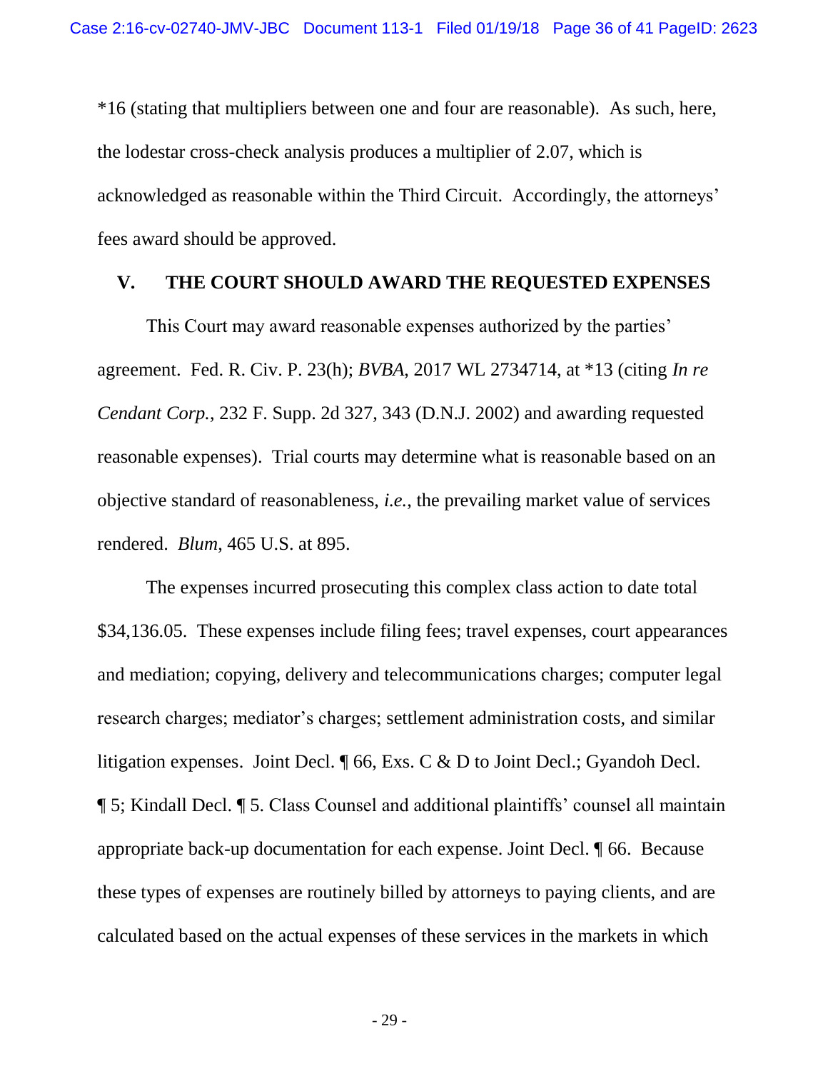*16 (stating that multipliers between one and four are reasonable). As such, here, the lodestar cross-check analysis produces a multiplier of 2.07, which is acknowledged as reasonable within the Third Circuit. Accordingly, the attorneys' fees award should be approved.

## V. THE COURT SHOULD AWARD THE REQUESTED EXPENSES

This Court may award reasonable expenses authorized by the parties' agreement. Fed. R. Civ. P. 23(h); *BVBA*, 2017 WL 2734714, at *13 (citing *In re Cendant Corp.*, 232 F. Supp. 2d 327, 343 (D.N.J. 2002) and awarding requested reasonable expenses). Trial courts may determine what is reasonable based on an objective standard of reasonableness, *i.e.*, the prevailing market value of services rendered. *Blum*, 465 U.S. at 895.

The expenses incurred prosecuting this complex class action to date total $34,136.05. These expenses include filing fees; travel expenses, court appearances and mediation; copying, delivery and telecommunications charges; computer legal research charges; mediator's charges; settlement administration costs, and similar litigation expenses. Joint Decl. ¶ 66, Exs. C & D to Joint Decl.; Gyandoh Decl. ¶ 5; Kindall Decl. ¶ 5. Class Counsel and additional plaintiffs' counsel all maintain appropriate back-up documentation for each expense. Joint Decl. ¶ 66. Because these types of expenses are routinely billed by attorneys to paying clients, and are calculated based on the actual expenses of these services in the markets in which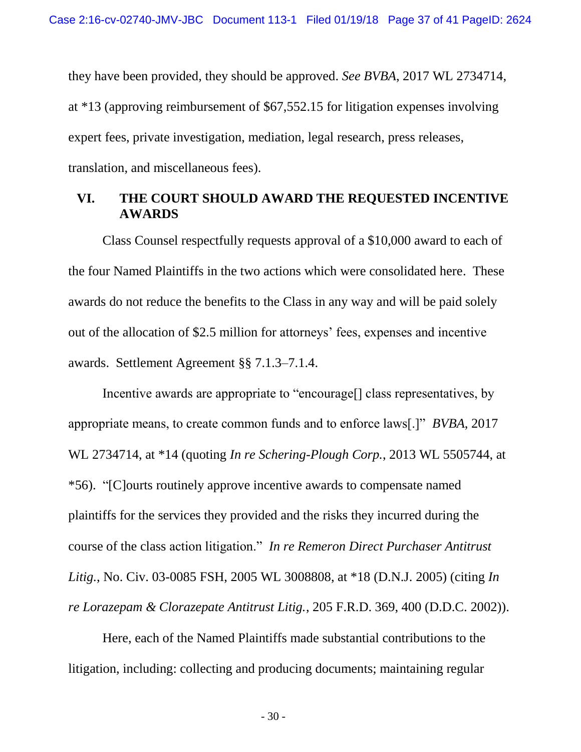they have been provided, they should be approved. *See BVBA*, 2017 WL 2734714, at *13 (approving reimbursement of $67,552.15 for litigation expenses involving expert fees, private investigation, mediation, legal research, press releases, translation, and miscellaneous fees).

## VI. THE COURT SHOULD AWARD THE REQUESTED INCENTIVE AWARDS

Class Counsel respectfully requests approval of a $10,000 award to each of the four Named Plaintiffs in the two actions which were consolidated here. These awards do not reduce the benefits to the Class in any way and will be paid solely out of the allocation of $2.5 million for attorneys' fees, expenses and incentive awards. Settlement Agreement §§ 7.1.3–7.1.4.

Incentive awards are appropriate to "encourage[] class representatives, by appropriate means, to create common funds and to enforce laws[.]" *BVBA*, 2017 WL 2734714, at *14 (quoting *In re Schering-Plough Corp.*, 2013 WL 5505744, at *56). "[C]ourts routinely approve incentive awards to compensate named plaintiffs for the services they provided and the risks they incurred during the course of the class action litigation." *In re Remeron Direct Purchaser Antitrust Litig.*, No. Civ. 03-0085 FSH, 2005 WL 3008808, at *18 (D.N.J. 2005) (citing *In re Lorazepam & Clorazepate Antitrust Litig.*, 205 F.R.D. 369, 400 (D.D.C. 2002)).

Here, each of the Named Plaintiffs made substantial contributions to the litigation, including: collecting and producing documents; maintaining regular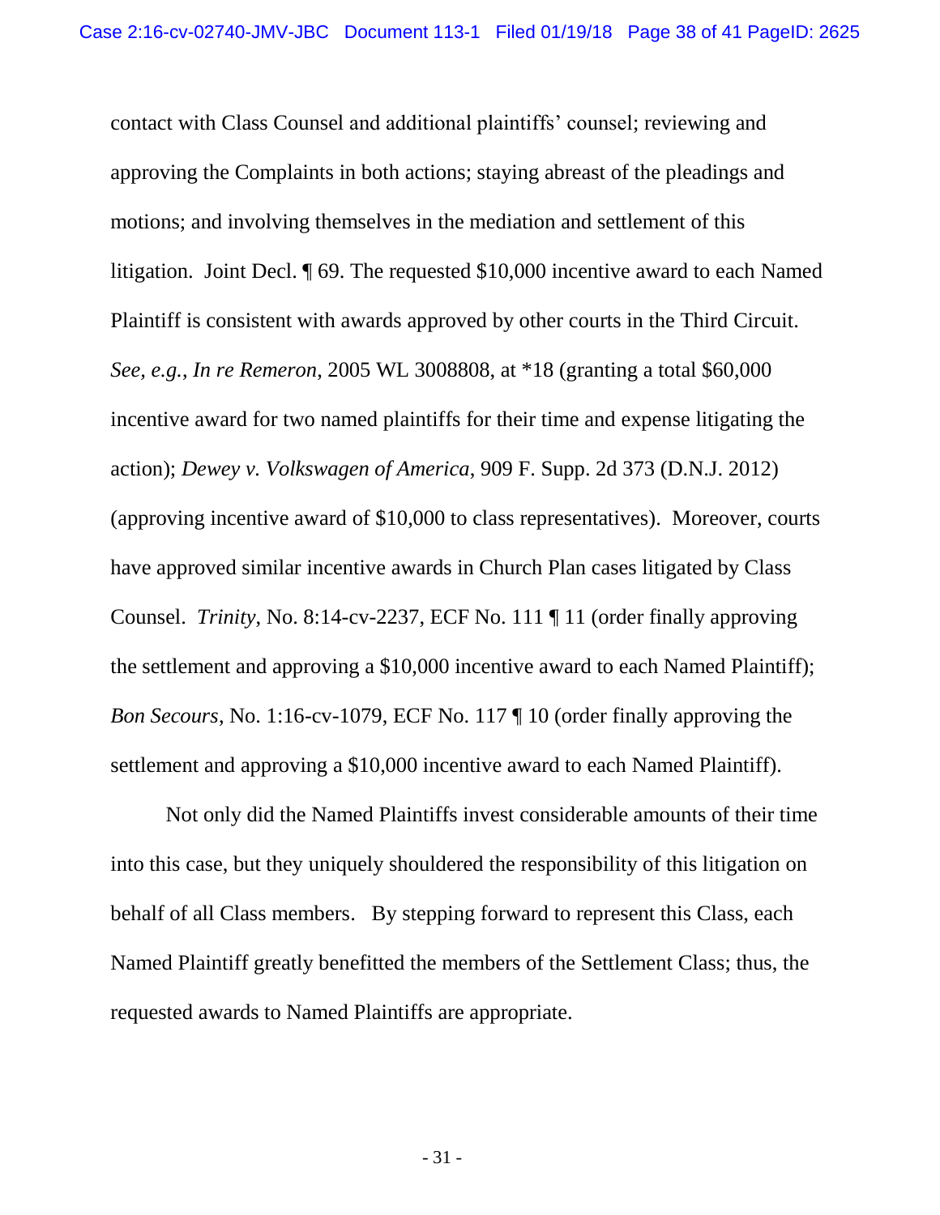contact with Class Counsel and additional plaintiffs' counsel; reviewing and approving the Complaints in both actions; staying abreast of the pleadings and motions; and involving themselves in the mediation and settlement of this litigation. Joint Decl. ¶ 69. The requested $10,000 incentive award to each Named Plaintiff is consistent with awards approved by other courts in the Third Circuit. *See, e.g.*, *In re Remeron*, 2005 WL 3008808, at *18 (granting a total $60,000 incentive award for two named plaintiffs for their time and expense litigating the action); *Dewey v. Volkswagen of America*, 909 F. Supp. 2d 373 (D.N.J. 2012) (approving incentive award of $10,000 to class representatives). Moreover, courts have approved similar incentive awards in Church Plan cases litigated by Class Counsel. *Trinity*, No. 8:14-cv-2237, ECF No. 111 ¶ 11 (order finally approving the settlement and approving a $10,000 incentive award to each Named Plaintiff); *Bon Secours*, No. 1:16-cv-1079, ECF No. 117 ¶ 10 (order finally approving the settlement and approving a $10,000 incentive award to each Named Plaintiff).

Not only did the Named Plaintiffs invest considerable amounts of their time into this case, but they uniquely shouldered the responsibility of this litigation on behalf of all Class members. By stepping forward to represent this Class, each Named Plaintiff greatly benefitted the members of the Settlement Class; thus, the requested awards to Named Plaintiffs are appropriate.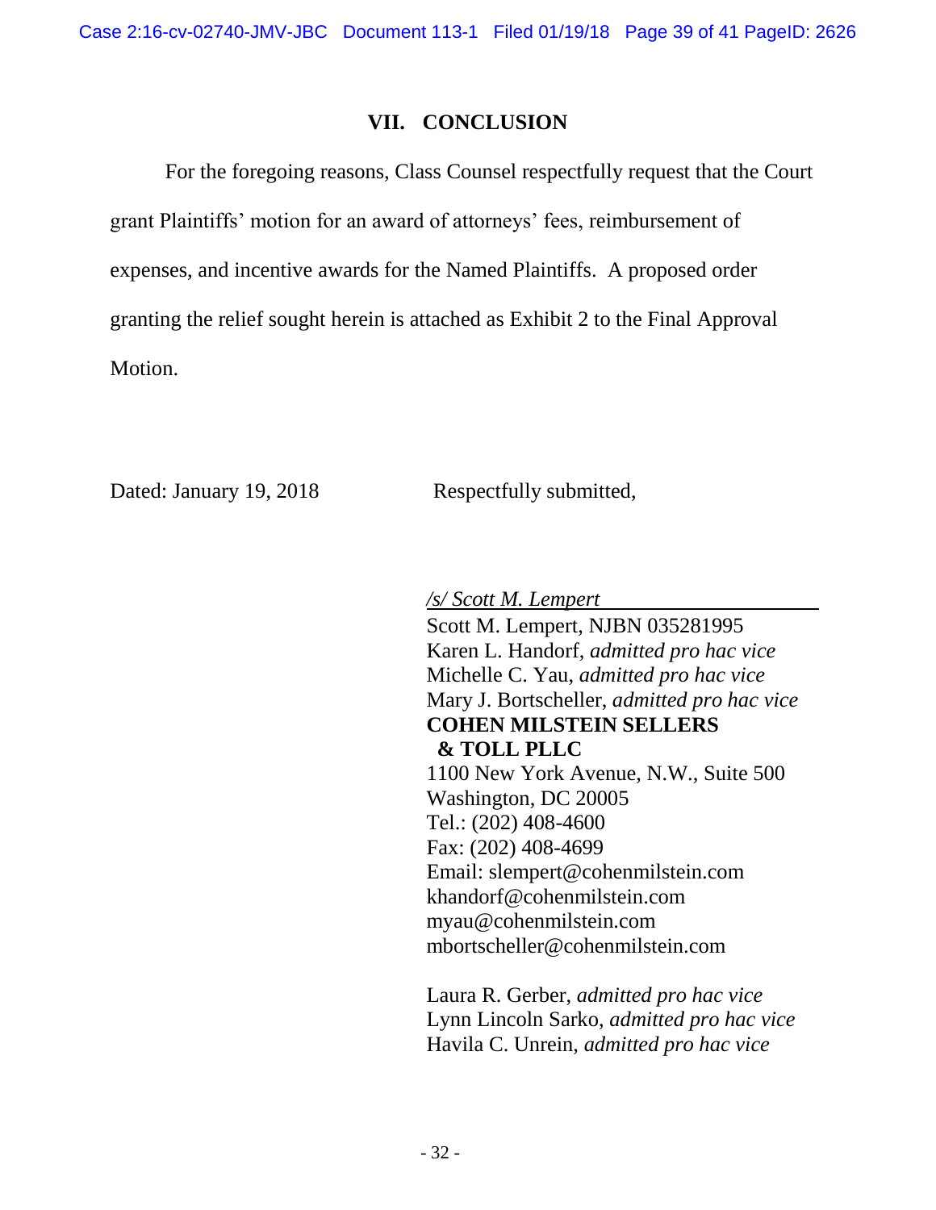## VII. CONCLUSION

For the foregoing reasons, Class Counsel respectfully request that the Court grant Plaintiffs' motion for an award of attorneys' fees, reimbursement of expenses, and incentive awards for the Named Plaintiffs. A proposed order granting the relief sought herein is attached as Exhibit 2 to the Final Approval Motion.

Dated: January 19, 2018

Respectfully submitted,

*/s/ Scott M. Lempert*

Scott M. Lempert, NJBN 035281995
Karen L. Handorf, *admitted pro hac vice*
Michelle C. Yau, *admitted pro hac vice*
Mary J. Bortscheller, *admitted pro hac vice*
**COHEN MILSTEIN SELLERS & TOLL PLLC**
1100 New York Avenue, N.W., Suite 500
Washington, DC 20005
Tel.: (202) 408-4600
Fax: (202) 408-4699
Email: slempert@cohenmilstein.com
khandorf@cohenmilstein.com
myau@cohenmilstein.com
mbortscheller@cohenmilstein.com

Laura R. Gerber, *admitted pro hac vice*
Lynn Lincoln Sarko, *admitted pro hac vice*
Havila C. Unrein, *admitted pro hac vice*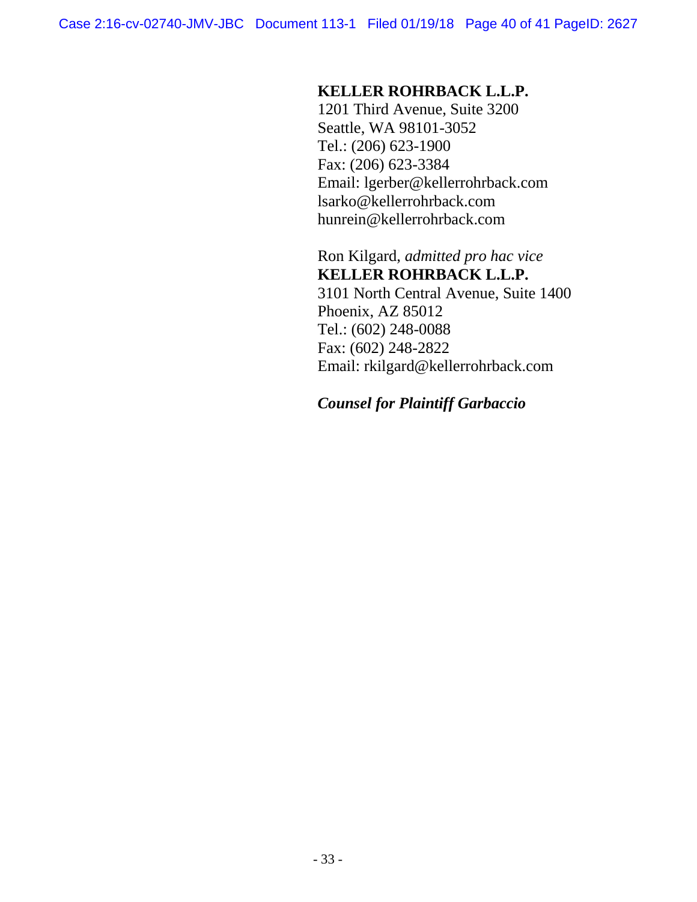**KELLER ROHRBACK L.L.P.**
1201 Third Avenue, Suite 3200
Seattle, WA 98101-3052
Tel.: (206) 623-1900
Fax: (206) 623-3384
Email: lgerber@kellerrohrback.com
lsarko@kellerrohrback.com
hunrein@kellerrohrback.com

Ron Kilgard, *admitted pro hac vice*
**KELLER ROHRBACK L.L.P.**
3101 North Central Avenue, Suite 1400
Phoenix, AZ 85012
Tel.: (602) 248-0088
Fax: (602) 248-2822
Email: rkilgard@kellerrohrback.com

***Counsel for Plaintiff Garbaccio***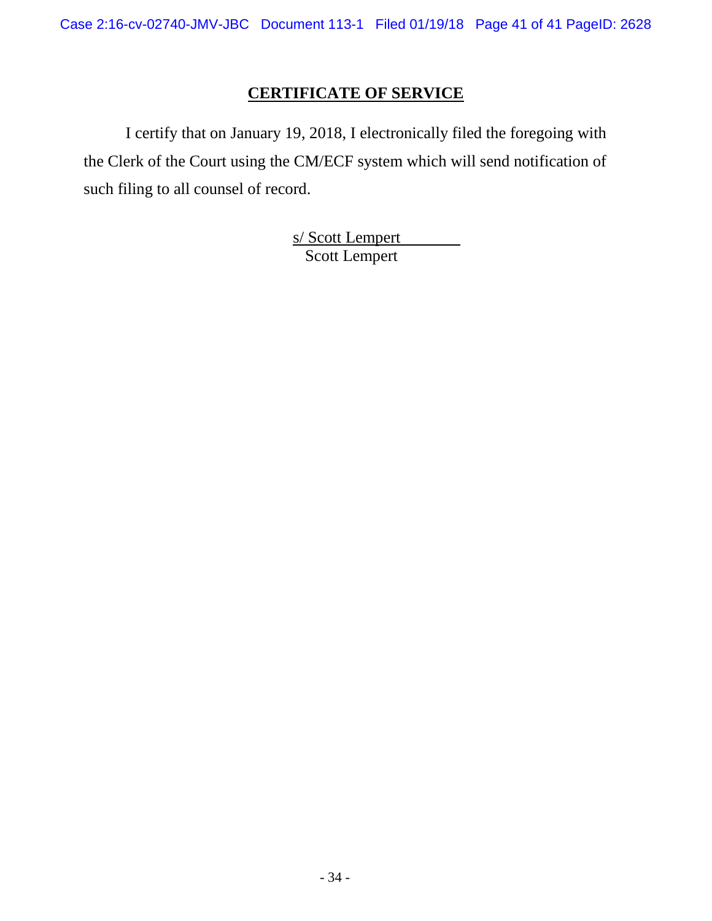## CERTIFICATE OF SERVICE

I certify that on January 19, 2018, I electronically filed the foregoing with the Clerk of the Court using the CM/ECF system which will send notification of such filing to all counsel of record.

s/ Scott Lempert
Scott Lempert